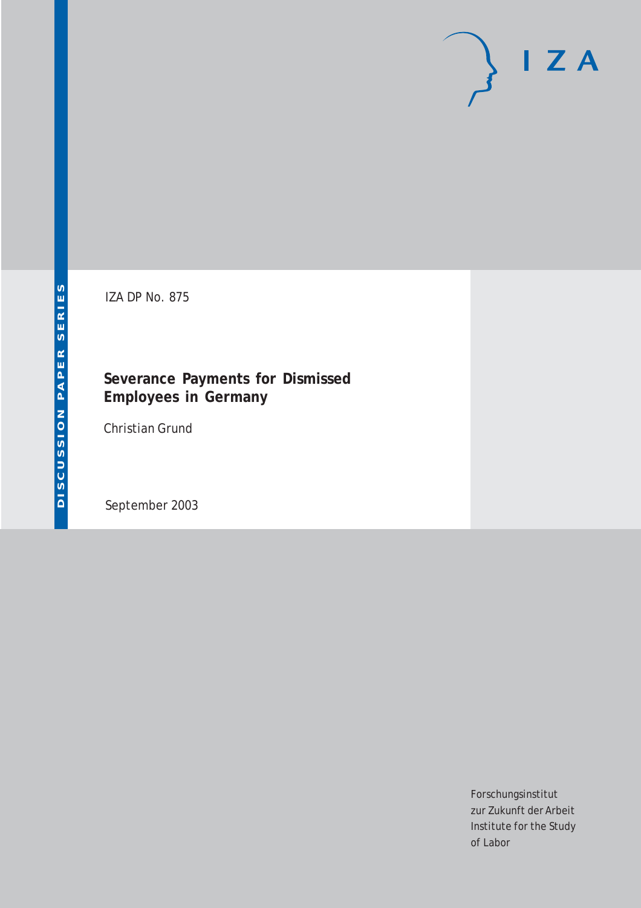DISCUSSION PAPER SERIES

IZA DP No. 875

# Severance Payments for Dismissed Employees in Germany

Christian Grund

September 2003

Forschungsinstitut
zur Zukunft der Arbeit
Institute for the Study
of Labor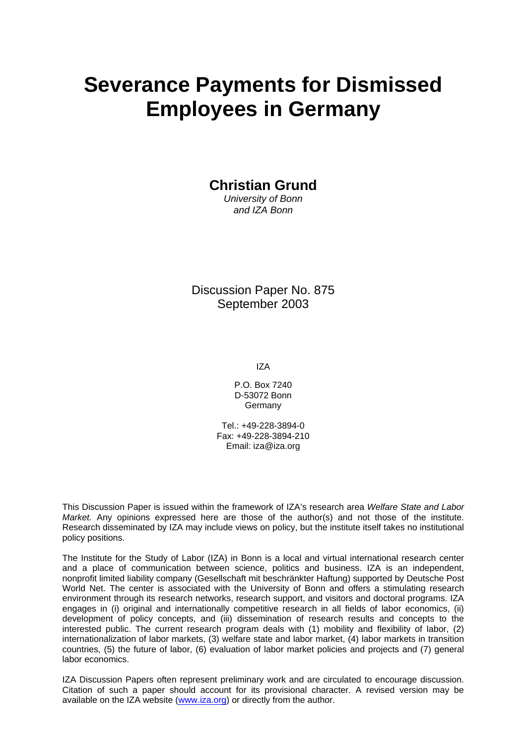# Severance Payments for Dismissed Employees in Germany

**Christian Grund**

*University of Bonn*
*and IZA Bonn*

Discussion Paper No. 875
September 2003

IZA

P.O. Box 7240
D-53072 Bonn
Germany

Tel.: +49-228-3894-0
Fax: +49-228-3894-210
Email: iza@iza.org

This Discussion Paper is issued within the framework of IZA's research area *Welfare State and Labor Market.* Any opinions expressed here are those of the author(s) and not those of the institute. Research disseminated by IZA may include views on policy, but the institute itself takes no institutional policy positions.

The Institute for the Study of Labor (IZA) in Bonn is a local and virtual international research center and a place of communication between science, politics and business. IZA is an independent, nonprofit limited liability company (Gesellschaft mit beschränkter Haftung) supported by Deutsche Post World Net. The center is associated with the University of Bonn and offers a stimulating research environment through its research networks, research support, and visitors and doctoral programs. IZA engages in (i) original and internationally competitive research in all fields of labor economics, (ii) development of policy concepts, and (iii) dissemination of research results and concepts to the interested public. The current research program deals with (1) mobility and flexibility of labor, (2) internationalization of labor markets, (3) welfare state and labor market, (4) labor markets in transition countries, (5) the future of labor, (6) evaluation of labor market policies and projects and (7) general labor economics.

IZA Discussion Papers often represent preliminary work and are circulated to encourage discussion. Citation of such a paper should account for its provisional character. A revised version may be available on the IZA website (www.iza.org) or directly from the author.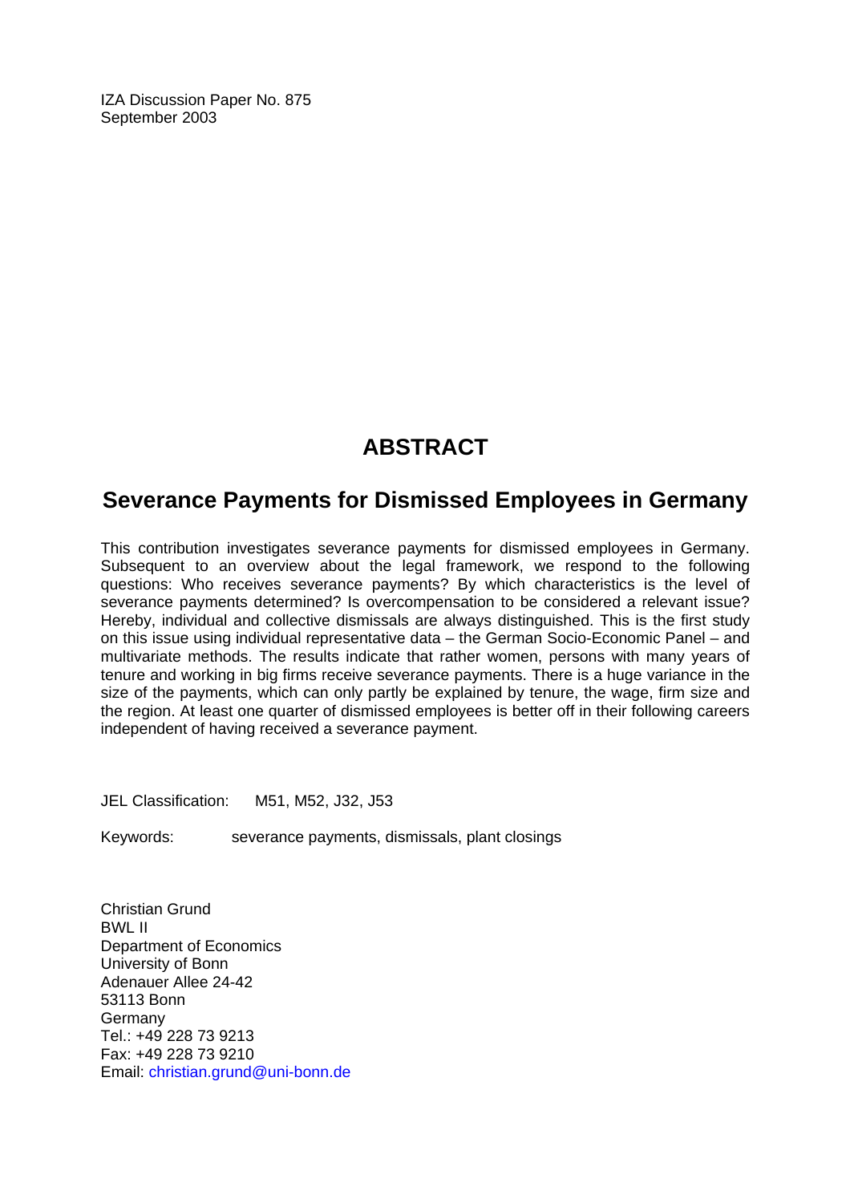IZA Discussion Paper No. 875
September 2003

# ABSTRACT

## Severance Payments for Dismissed Employees in Germany

This contribution investigates severance payments for dismissed employees in Germany. Subsequent to an overview about the legal framework, we respond to the following questions: Who receives severance payments? By which characteristics is the level of severance payments determined? Is overcompensation to be considered a relevant issue? Hereby, individual and collective dismissals are always distinguished. This is the first study on this issue using individual representative data – the German Socio-Economic Panel – and multivariate methods. The results indicate that rather women, persons with many years of tenure and working in big firms receive severance payments. There is a huge variance in the size of the payments, which can only partly be explained by tenure, the wage, firm size and the region. At least one quarter of dismissed employees is better off in their following careers independent of having received a severance payment.

JEL Classification: M51, M52, J32, J53

Keywords: severance payments, dismissals, plant closings

Christian Grund
BWL II
Department of Economics
University of Bonn
Adenauer Allee 24-42
53113 Bonn
Germany
Tel.: +49 228 73 9213
Fax: +49 228 73 9210
Email: christian.grund@uni-bonn.de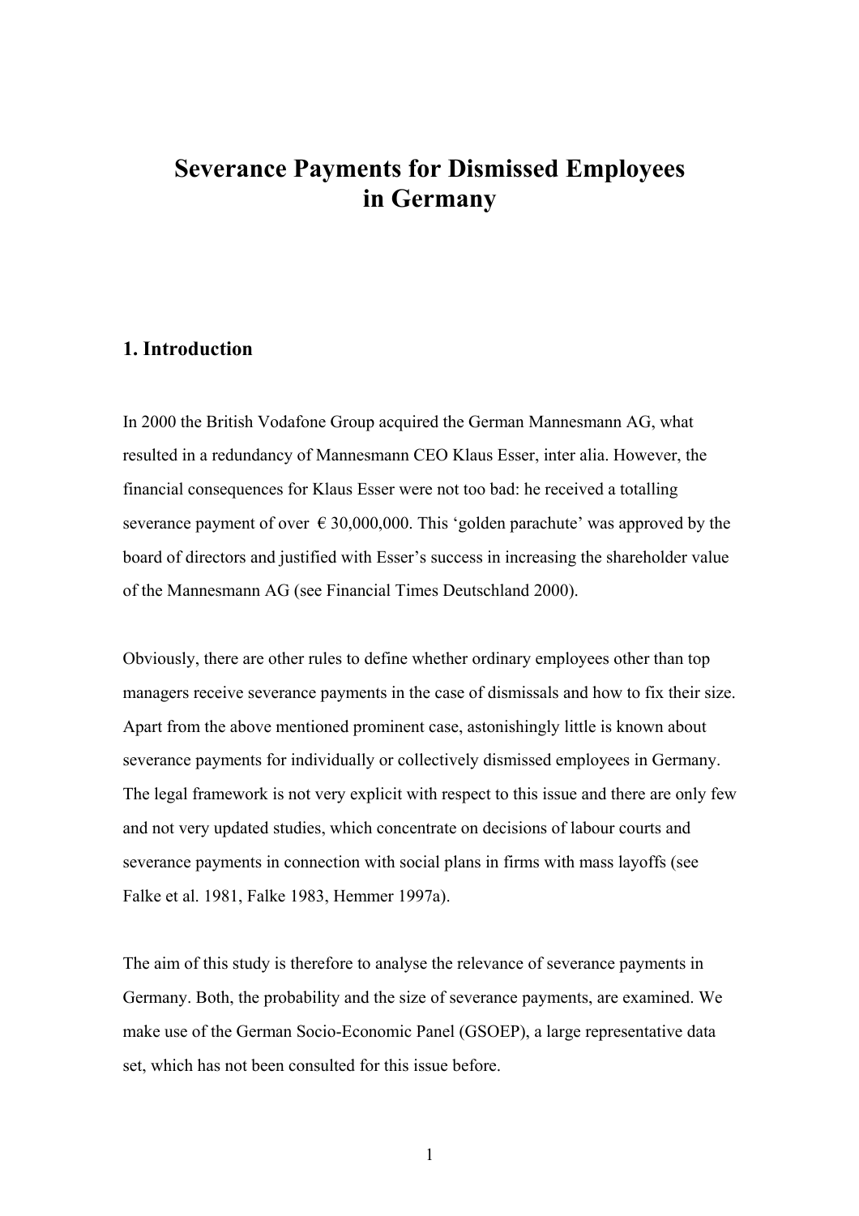# Severance Payments for Dismissed Employees in Germany

## 1. Introduction

In 2000 the British Vodafone Group acquired the German Mannesmann AG, what resulted in a redundancy of Mannesmann CEO Klaus Esser, inter alia. However, the financial consequences for Klaus Esser were not too bad: he received a totalling severance payment of over € 30,000,000. This 'golden parachute' was approved by the board of directors and justified with Esser's success in increasing the shareholder value of the Mannesmann AG (see Financial Times Deutschland 2000).

Obviously, there are other rules to define whether ordinary employees other than top managers receive severance payments in the case of dismissals and how to fix their size. Apart from the above mentioned prominent case, astonishingly little is known about severance payments for individually or collectively dismissed employees in Germany. The legal framework is not very explicit with respect to this issue and there are only few and not very updated studies, which concentrate on decisions of labour courts and severance payments in connection with social plans in firms with mass layoffs (see Falke et al. 1981, Falke 1983, Hemmer 1997a).

The aim of this study is therefore to analyse the relevance of severance payments in Germany. Both, the probability and the size of severance payments, are examined. We make use of the German Socio-Economic Panel (GSOEP), a large representative data set, which has not been consulted for this issue before.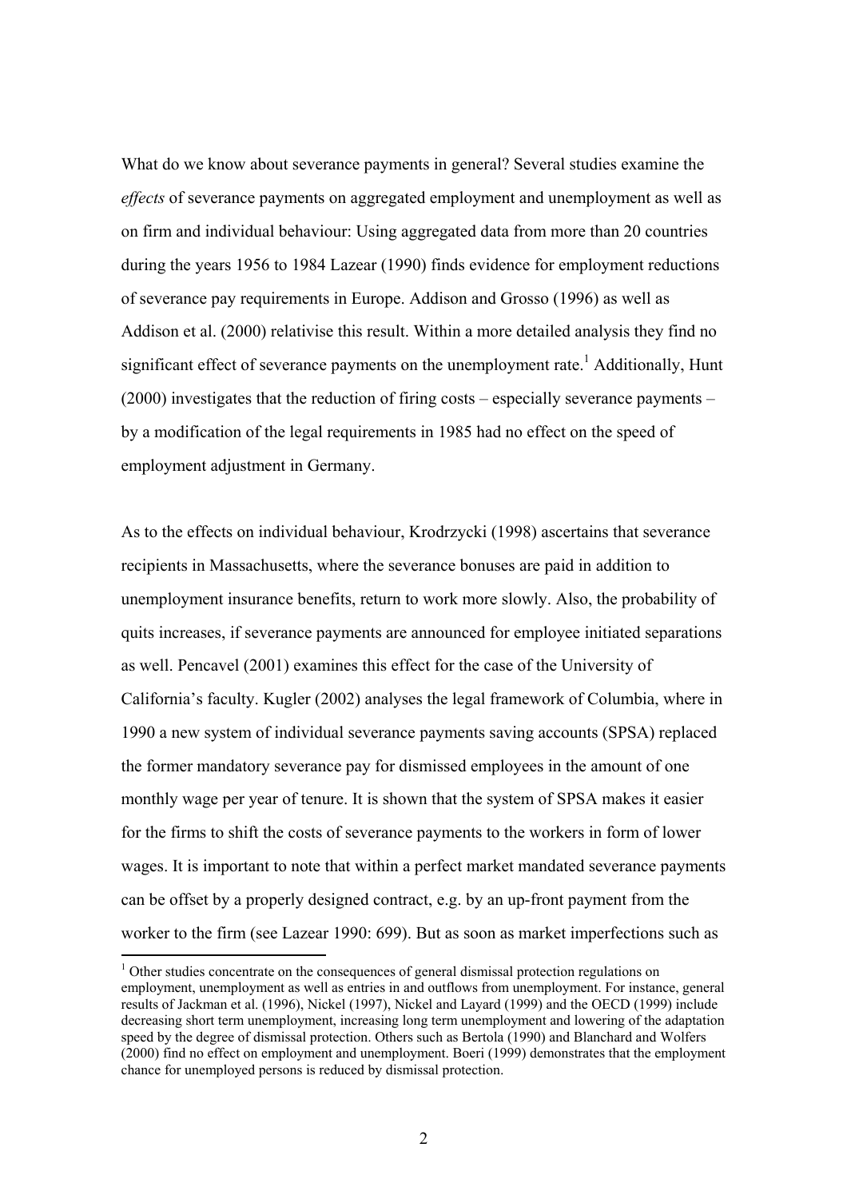What do we know about severance payments in general? Several studies examine the *effects* of severance payments on aggregated employment and unemployment as well as on firm and individual behaviour: Using aggregated data from more than 20 countries during the years 1956 to 1984 Lazear (1990) finds evidence for employment reductions of severance pay requirements in Europe. Addison and Grosso (1996) as well as Addison et al. (2000) relativise this result. Within a more detailed analysis they find no significant effect of severance payments on the unemployment rate.[1] Additionally, Hunt (2000) investigates that the reduction of firing costs – especially severance payments – by a modification of the legal requirements in 1985 had no effect on the speed of employment adjustment in Germany.

As to the effects on individual behaviour, Krodrzycki (1998) ascertains that severance recipients in Massachusetts, where the severance bonuses are paid in addition to unemployment insurance benefits, return to work more slowly. Also, the probability of quits increases, if severance payments are announced for employee initiated separations as well. Pencavel (2001) examines this effect for the case of the University of California's faculty. Kugler (2002) analyses the legal framework of Columbia, where in 1990 a new system of individual severance payments saving accounts (SPSA) replaced the former mandatory severance pay for dismissed employees in the amount of one monthly wage per year of tenure. It is shown that the system of SPSA makes it easier for the firms to shift the costs of severance payments to the workers in form of lower wages. It is important to note that within a perfect market mandated severance payments can be offset by a properly designed contract, e.g. by an up-front payment from the worker to the firm (see Lazear 1990: 699). But as soon as market imperfections such as

[1] Other studies concentrate on the consequences of general dismissal protection regulations on employment, unemployment as well as entries in and outflows from unemployment. For instance, general results of Jackman et al. (1996), Nickel (1997), Nickel and Layard (1999) and the OECD (1999) include decreasing short term unemployment, increasing long term unemployment and lowering of the adaptation speed by the degree of dismissal protection. Others such as Bertola (1990) and Blanchard and Wolfers (2000) find no effect on employment and unemployment. Boeri (1999) demonstrates that the employment chance for unemployed persons is reduced by dismissal protection.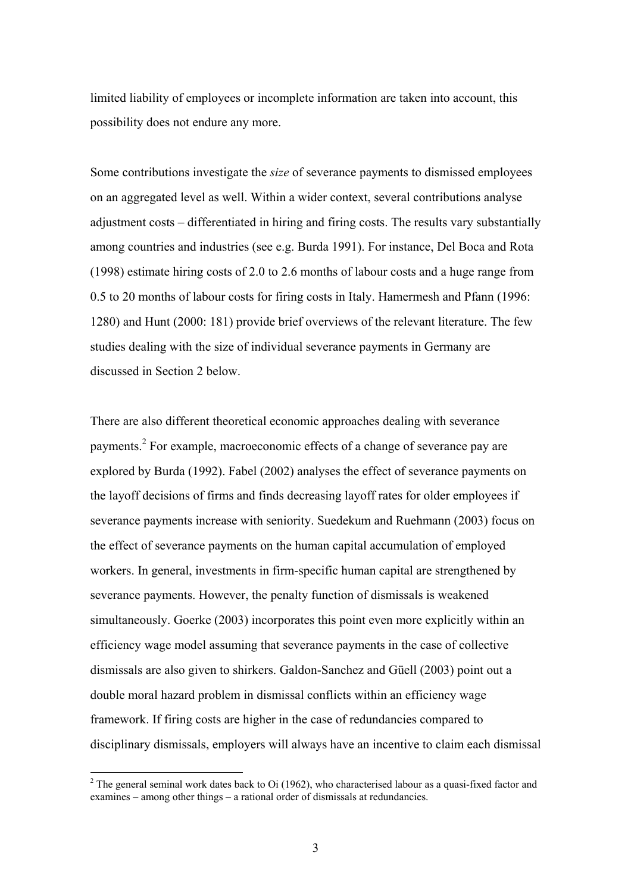limited liability of employees or incomplete information are taken into account, this possibility does not endure any more.

Some contributions investigate the *size* of severance payments to dismissed employees on an aggregated level as well. Within a wider context, several contributions analyse adjustment costs – differentiated in hiring and firing costs. The results vary substantially among countries and industries (see e.g. Burda 1991). For instance, Del Boca and Rota (1998) estimate hiring costs of 2.0 to 2.6 months of labour costs and a huge range from 0.5 to 20 months of labour costs for firing costs in Italy. Hamermesh and Pfann (1996: 1280) and Hunt (2000: 181) provide brief overviews of the relevant literature. The few studies dealing with the size of individual severance payments in Germany are discussed in Section 2 below.

There are also different theoretical economic approaches dealing with severance payments.[2] For example, macroeconomic effects of a change of severance pay are explored by Burda (1992). Fabel (2002) analyses the effect of severance payments on the layoff decisions of firms and finds decreasing layoff rates for older employees if severance payments increase with seniority. Suedekum and Ruehmann (2003) focus on the effect of severance payments on the human capital accumulation of employed workers. In general, investments in firm-specific human capital are strengthened by severance payments. However, the penalty function of dismissals is weakened simultaneously. Goerke (2003) incorporates this point even more explicitly within an efficiency wage model assuming that severance payments in the case of collective dismissals are also given to shirkers. Galdon-Sanchez and Güell (2003) point out a double moral hazard problem in dismissal conflicts within an efficiency wage framework. If firing costs are higher in the case of redundancies compared to disciplinary dismissals, employers will always have an incentive to claim each dismissal

[2] The general seminal work dates back to Oi (1962), who characterised labour as a quasi-fixed factor and examines – among other things – a rational order of dismissals at redundancies.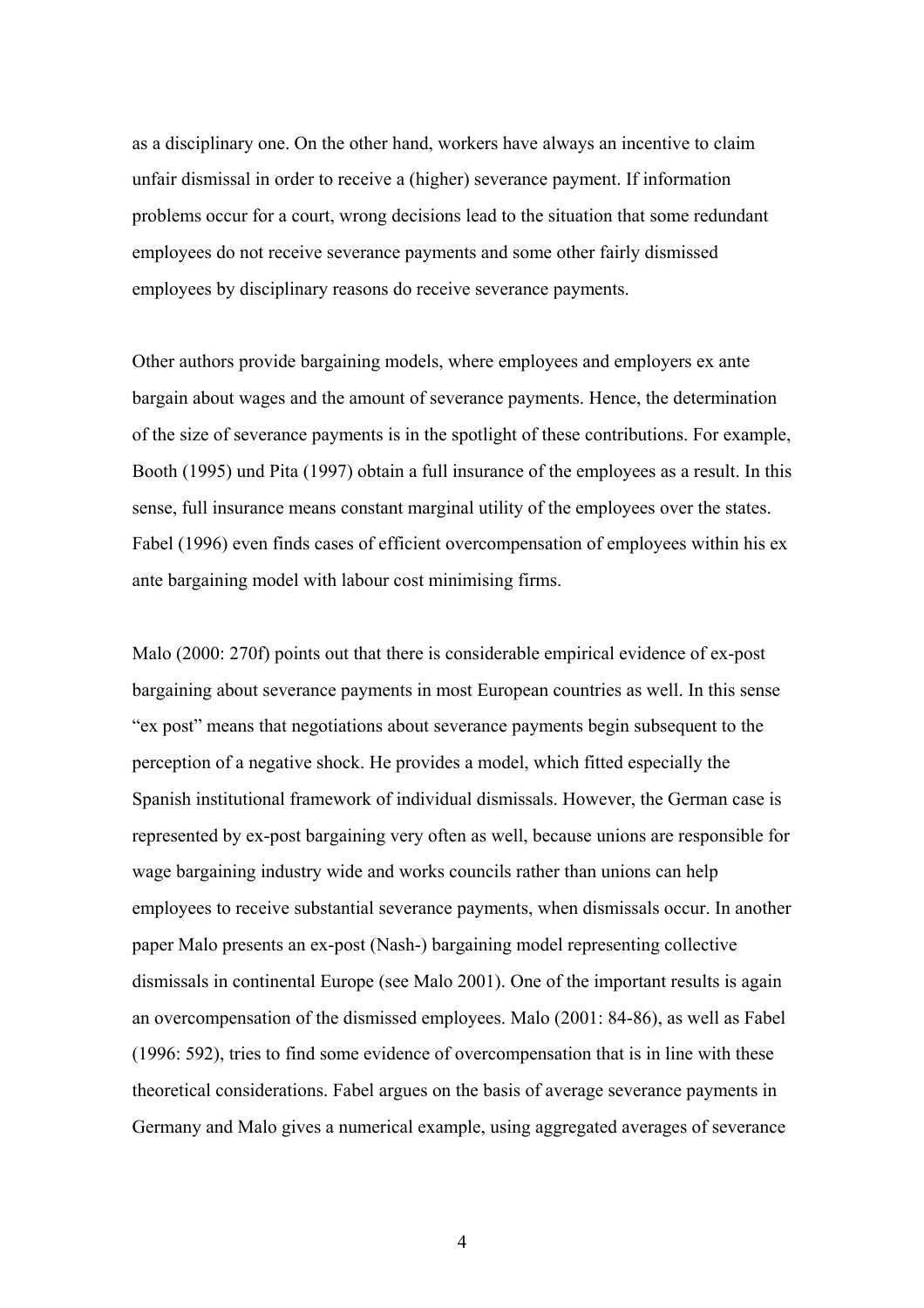as a disciplinary one. On the other hand, workers have always an incentive to claim unfair dismissal in order to receive a (higher) severance payment. If information problems occur for a court, wrong decisions lead to the situation that some redundant employees do not receive severance payments and some other fairly dismissed employees by disciplinary reasons do receive severance payments.

Other authors provide bargaining models, where employees and employers ex ante bargain about wages and the amount of severance payments. Hence, the determination of the size of severance payments is in the spotlight of these contributions. For example, Booth (1995) und Pita (1997) obtain a full insurance of the employees as a result. In this sense, full insurance means constant marginal utility of the employees over the states. Fabel (1996) even finds cases of efficient overcompensation of employees within his ex ante bargaining model with labour cost minimising firms.

Malo (2000: 270f) points out that there is considerable empirical evidence of ex-post bargaining about severance payments in most European countries as well. In this sense "ex post" means that negotiations about severance payments begin subsequent to the perception of a negative shock. He provides a model, which fitted especially the Spanish institutional framework of individual dismissals. However, the German case is represented by ex-post bargaining very often as well, because unions are responsible for wage bargaining industry wide and works councils rather than unions can help employees to receive substantial severance payments, when dismissals occur. In another paper Malo presents an ex-post (Nash-) bargaining model representing collective dismissals in continental Europe (see Malo 2001). One of the important results is again an overcompensation of the dismissed employees. Malo (2001: 84-86), as well as Fabel (1996: 592), tries to find some evidence of overcompensation that is in line with these theoretical considerations. Fabel argues on the basis of average severance payments in Germany and Malo gives a numerical example, using aggregated averages of severance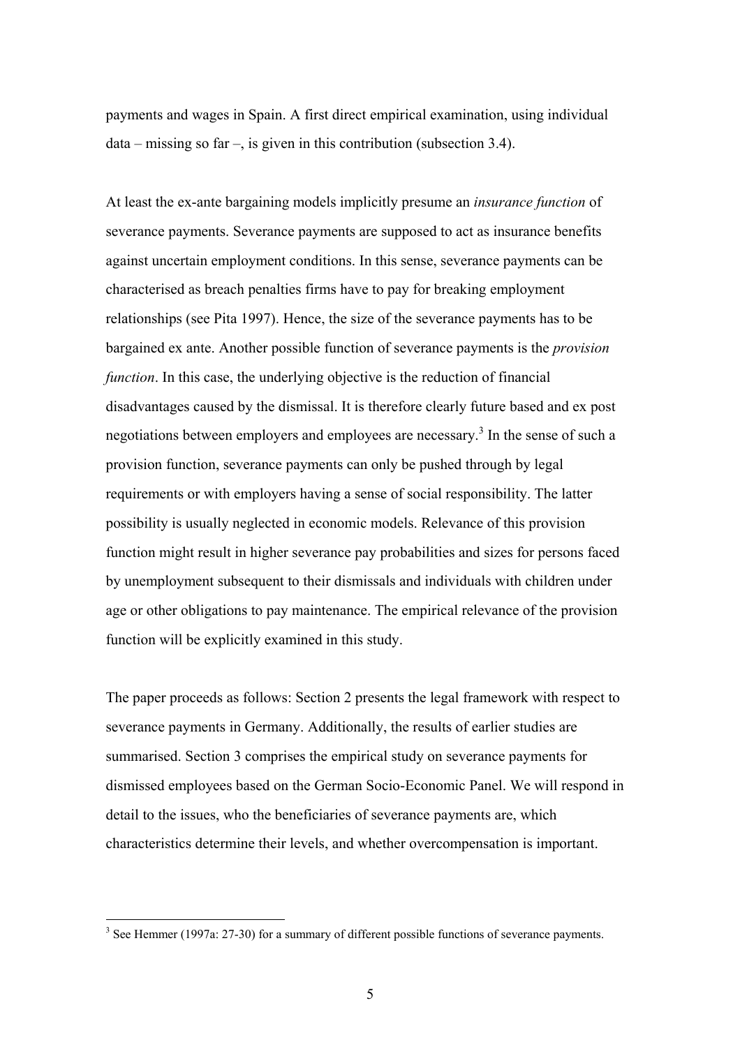payments and wages in Spain. A first direct empirical examination, using individual data – missing so far –, is given in this contribution (subsection 3.4).

At least the ex-ante bargaining models implicitly presume an *insurance function* of severance payments. Severance payments are supposed to act as insurance benefits against uncertain employment conditions. In this sense, severance payments can be characterised as breach penalties firms have to pay for breaking employment relationships (see Pita 1997). Hence, the size of the severance payments has to be bargained ex ante. Another possible function of severance payments is the *provision function*. In this case, the underlying objective is the reduction of financial disadvantages caused by the dismissal. It is therefore clearly future based and ex post negotiations between employers and employees are necessary.[3] In the sense of such a provision function, severance payments can only be pushed through by legal requirements or with employers having a sense of social responsibility. The latter possibility is usually neglected in economic models. Relevance of this provision function might result in higher severance pay probabilities and sizes for persons faced by unemployment subsequent to their dismissals and individuals with children under age or other obligations to pay maintenance. The empirical relevance of the provision function will be explicitly examined in this study.

The paper proceeds as follows: Section 2 presents the legal framework with respect to severance payments in Germany. Additionally, the results of earlier studies are summarised. Section 3 comprises the empirical study on severance payments for dismissed employees based on the German Socio-Economic Panel. We will respond in detail to the issues, who the beneficiaries of severance payments are, which characteristics determine their levels, and whether overcompensation is important.

---

[3] See Hemmer (1997a: 27-30) for a summary of different possible functions of severance payments.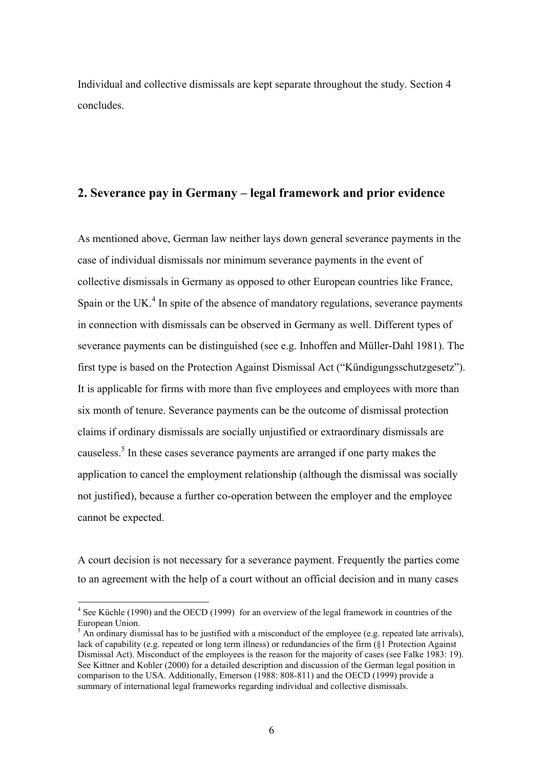Individual and collective dismissals are kept separate throughout the study. Section 4 concludes.

## 2. Severance pay in Germany – legal framework and prior evidence

As mentioned above, German law neither lays down general severance payments in the case of individual dismissals nor minimum severance payments in the event of collective dismissals in Germany as opposed to other European countries like France, Spain or the UK.[4] In spite of the absence of mandatory regulations, severance payments in connection with dismissals can be observed in Germany as well. Different types of severance payments can be distinguished (see e.g. Inhoffen and Müller-Dahl 1981). The first type is based on the Protection Against Dismissal Act ("Kündigungsschutzgesetz"). It is applicable for firms with more than five employees and employees with more than six month of tenure. Severance payments can be the outcome of dismissal protection claims if ordinary dismissals are socially unjustified or extraordinary dismissals are causeless.[5] In these cases severance payments are arranged if one party makes the application to cancel the employment relationship (although the dismissal was socially not justified), because a further co-operation between the employer and the employee cannot be expected.

A court decision is not necessary for a severance payment. Frequently the parties come to an agreement with the help of a court without an official decision and in many cases

[4] See Küchle (1990) and the OECD (1999) for an overview of the legal framework in countries of the European Union.

[5] An ordinary dismissal has to be justified with a misconduct of the employee (e.g. repeated late arrivals), lack of capability (e.g. repeated or long term illness) or redundancies of the firm (§1 Protection Against Dismissal Act). Misconduct of the employees is the reason for the majority of cases (see Falke 1983: 19). See Kittner and Kohler (2000) for a detailed description and discussion of the German legal position in comparison to the USA. Additionally, Emerson (1988: 808-811) and the OECD (1999) provide a summary of international legal frameworks regarding individual and collective dismissals.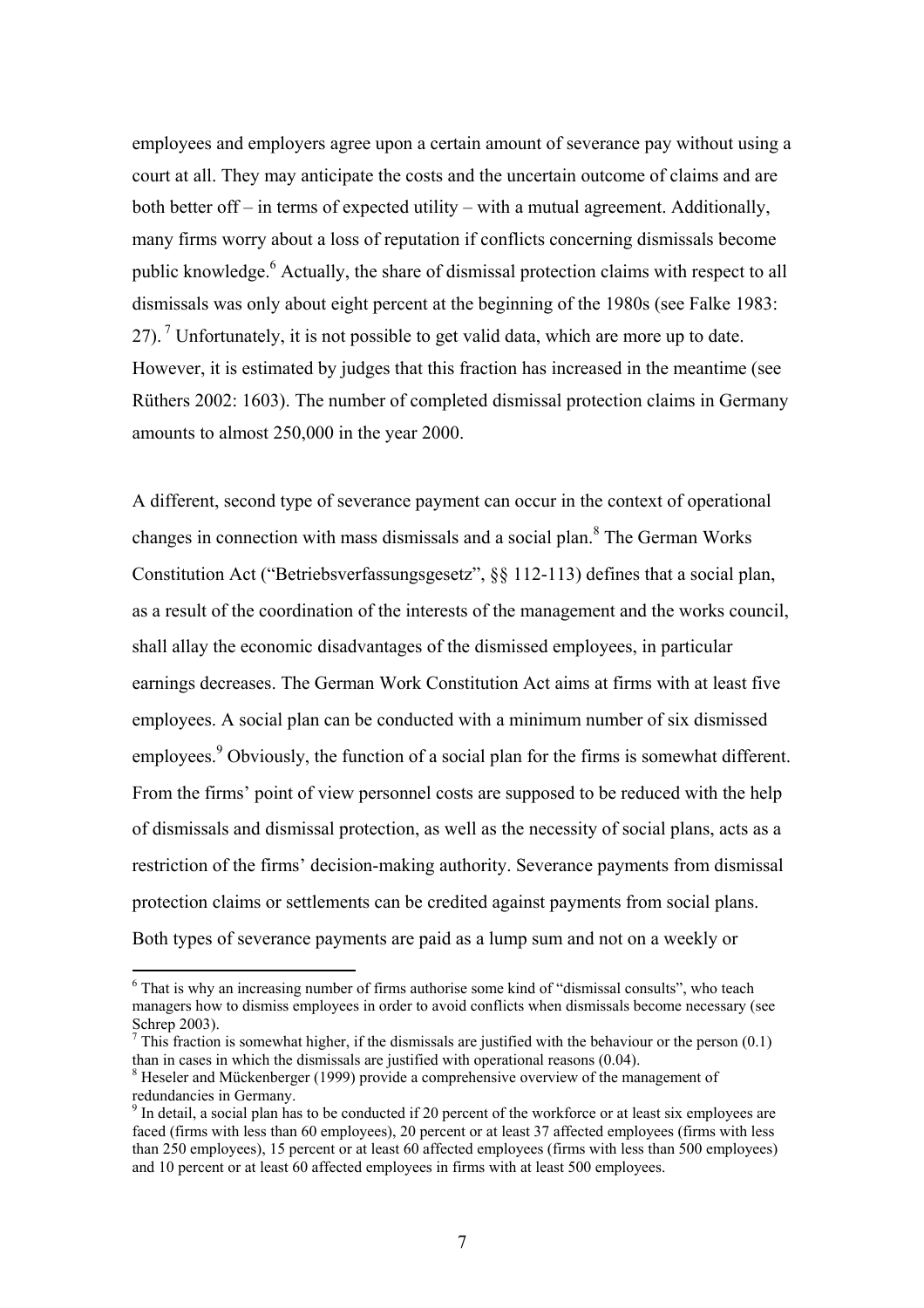employees and employers agree upon a certain amount of severance pay without using a court at all. They may anticipate the costs and the uncertain outcome of claims and are both better off – in terms of expected utility – with a mutual agreement. Additionally, many firms worry about a loss of reputation if conflicts concerning dismissals become public knowledge.[6] Actually, the share of dismissal protection claims with respect to all dismissals was only about eight percent at the beginning of the 1980s (see Falke 1983: 27).[7] Unfortunately, it is not possible to get valid data, which are more up to date. However, it is estimated by judges that this fraction has increased in the meantime (see Rüthers 2002: 1603). The number of completed dismissal protection claims in Germany amounts to almost 250,000 in the year 2000.

A different, second type of severance payment can occur in the context of operational changes in connection with mass dismissals and a social plan.[8] The German Works Constitution Act ("Betriebsverfassungsgesetz", §§ 112-113) defines that a social plan, as a result of the coordination of the interests of the management and the works council, shall allay the economic disadvantages of the dismissed employees, in particular earnings decreases. The German Work Constitution Act aims at firms with at least five employees. A social plan can be conducted with a minimum number of six dismissed employees.[9] Obviously, the function of a social plan for the firms is somewhat different. From the firms' point of view personnel costs are supposed to be reduced with the help of dismissals and dismissal protection, as well as the necessity of social plans, acts as a restriction of the firms' decision-making authority. Severance payments from dismissal protection claims or settlements can be credited against payments from social plans. Both types of severance payments are paid as a lump sum and not on a weekly or

---

[6] That is why an increasing number of firms authorise some kind of "dismissal consults", who teach managers how to dismiss employees in order to avoid conflicts when dismissals become necessary (see Schrep 2003).

[7] This fraction is somewhat higher, if the dismissals are justified with the behaviour or the person (0.1) than in cases in which the dismissals are justified with operational reasons (0.04).

[8] Heseler and Mückenberger (1999) provide a comprehensive overview of the management of redundancies in Germany.

[9] In detail, a social plan has to be conducted if 20 percent of the workforce or at least six employees are faced (firms with less than 60 employees), 20 percent or at least 37 affected employees (firms with less than 250 employees), 15 percent or at least 60 affected employees (firms with less than 500 employees) and 10 percent or at least 60 affected employees in firms with at least 500 employees.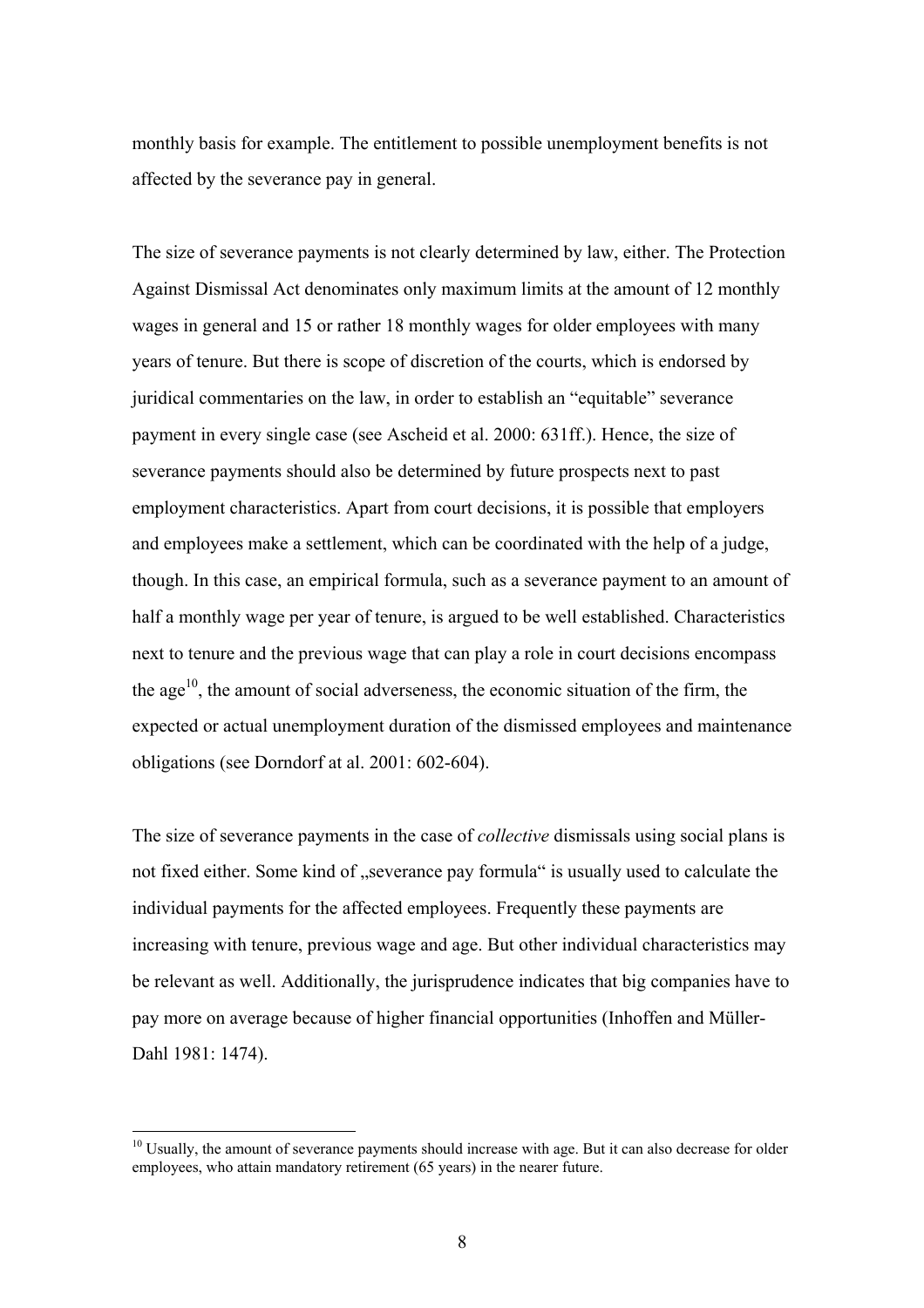monthly basis for example. The entitlement to possible unemployment benefits is not affected by the severance pay in general.

The size of severance payments is not clearly determined by law, either. The Protection Against Dismissal Act denominates only maximum limits at the amount of 12 monthly wages in general and 15 or rather 18 monthly wages for older employees with many years of tenure. But there is scope of discretion of the courts, which is endorsed by juridical commentaries on the law, in order to establish an "equitable" severance payment in every single case (see Ascheid et al. 2000: 631ff.). Hence, the size of severance payments should also be determined by future prospects next to past employment characteristics. Apart from court decisions, it is possible that employers and employees make a settlement, which can be coordinated with the help of a judge, though. In this case, an empirical formula, such as a severance payment to an amount of half a monthly wage per year of tenure, is argued to be well established. Characteristics next to tenure and the previous wage that can play a role in court decisions encompass the age[10], the amount of social adverseness, the economic situation of the firm, the expected or actual unemployment duration of the dismissed employees and maintenance obligations (see Dorndorf at al. 2001: 602-604).

The size of severance payments in the case of *collective* dismissals using social plans is not fixed either. Some kind of „severance pay formula" is usually used to calculate the individual payments for the affected employees. Frequently these payments are increasing with tenure, previous wage and age. But other individual characteristics may be relevant as well. Additionally, the jurisprudence indicates that big companies have to pay more on average because of higher financial opportunities (Inhoffen and Müller-Dahl 1981: 1474).

---

[10] Usually, the amount of severance payments should increase with age. But it can also decrease for older employees, who attain mandatory retirement (65 years) in the nearer future.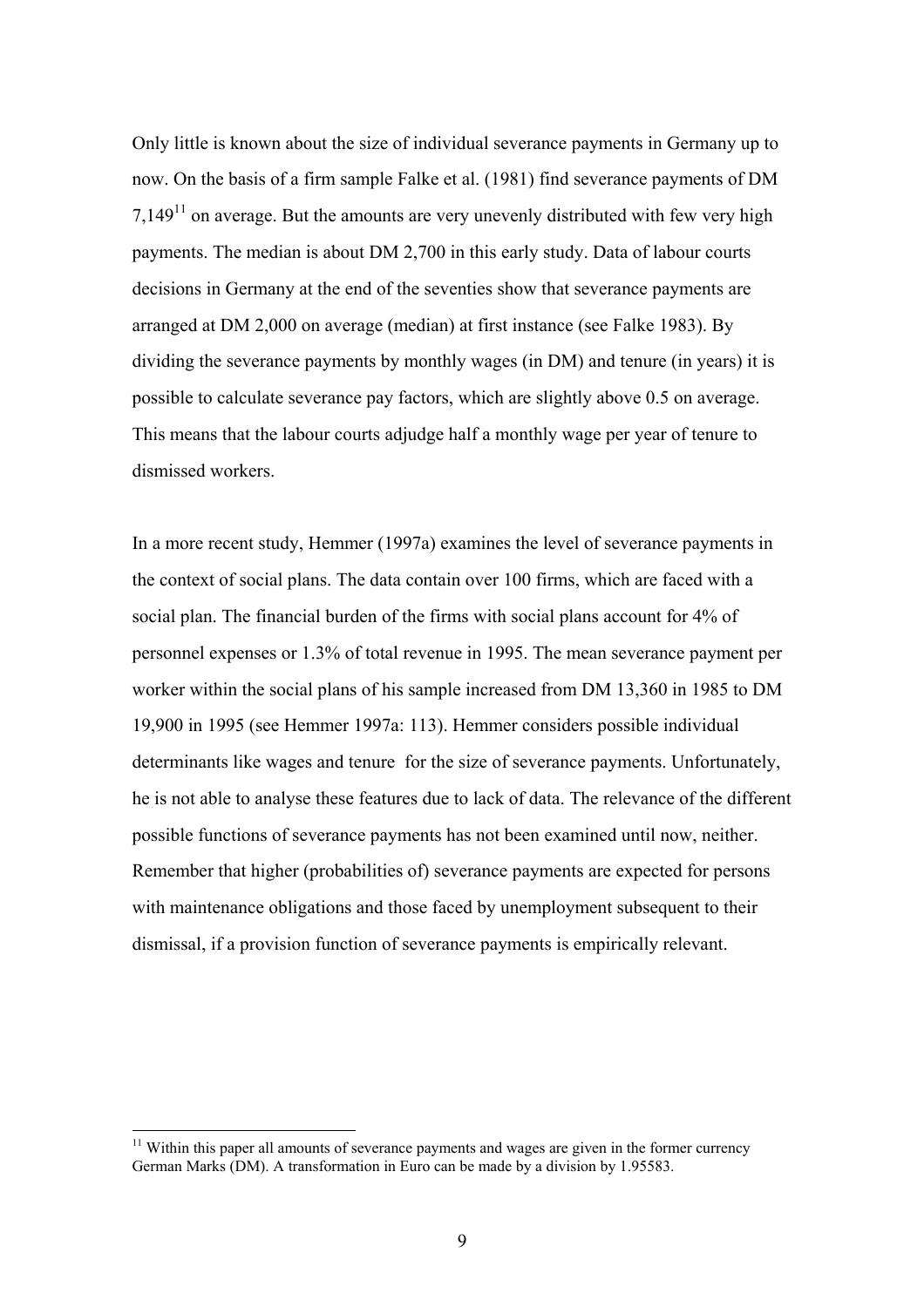Only little is known about the size of individual severance payments in Germany up to now. On the basis of a firm sample Falke et al. (1981) find severance payments of DM 7,149[11] on average. But the amounts are very unevenly distributed with few very high payments. The median is about DM 2,700 in this early study. Data of labour courts decisions in Germany at the end of the seventies show that severance payments are arranged at DM 2,000 on average (median) at first instance (see Falke 1983). By dividing the severance payments by monthly wages (in DM) and tenure (in years) it is possible to calculate severance pay factors, which are slightly above 0.5 on average. This means that the labour courts adjudge half a monthly wage per year of tenure to dismissed workers.

In a more recent study, Hemmer (1997a) examines the level of severance payments in the context of social plans. The data contain over 100 firms, which are faced with a social plan. The financial burden of the firms with social plans account for 4% of personnel expenses or 1.3% of total revenue in 1995. The mean severance payment per worker within the social plans of his sample increased from DM 13,360 in 1985 to DM 19,900 in 1995 (see Hemmer 1997a: 113). Hemmer considers possible individual determinants like wages and tenure for the size of severance payments. Unfortunately, he is not able to analyse these features due to lack of data. The relevance of the different possible functions of severance payments has not been examined until now, neither. Remember that higher (probabilities of) severance payments are expected for persons with maintenance obligations and those faced by unemployment subsequent to their dismissal, if a provision function of severance payments is empirically relevant.

[11] Within this paper all amounts of severance payments and wages are given in the former currency German Marks (DM). A transformation in Euro can be made by a division by 1.95583.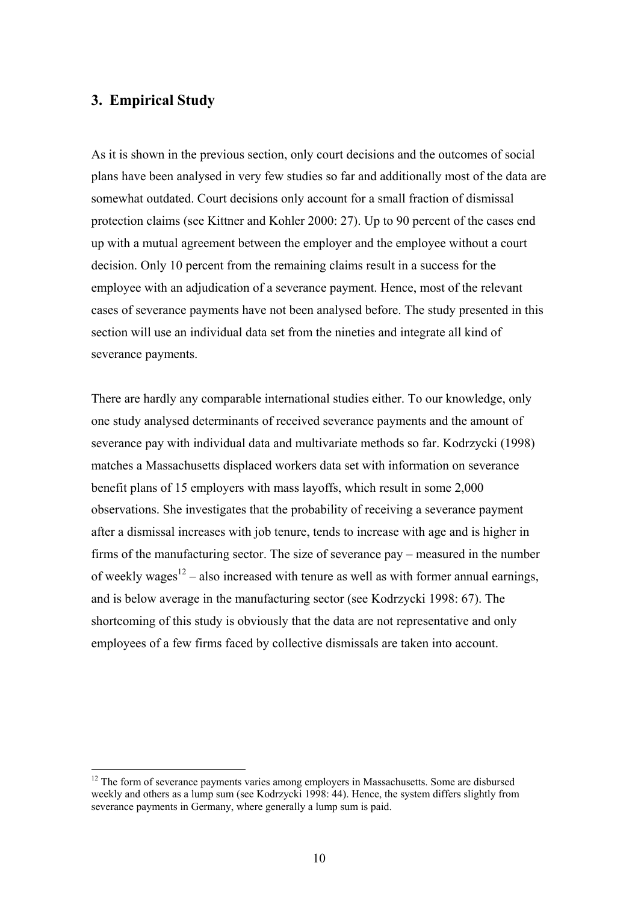## 3. Empirical Study

As it is shown in the previous section, only court decisions and the outcomes of social plans have been analysed in very few studies so far and additionally most of the data are somewhat outdated. Court decisions only account for a small fraction of dismissal protection claims (see Kittner and Kohler 2000: 27). Up to 90 percent of the cases end up with a mutual agreement between the employer and the employee without a court decision. Only 10 percent from the remaining claims result in a success for the employee with an adjudication of a severance payment. Hence, most of the relevant cases of severance payments have not been analysed before. The study presented in this section will use an individual data set from the nineties and integrate all kind of severance payments.

There are hardly any comparable international studies either. To our knowledge, only one study analysed determinants of received severance payments and the amount of severance pay with individual data and multivariate methods so far. Kodrzycki (1998) matches a Massachusetts displaced workers data set with information on severance benefit plans of 15 employers with mass layoffs, which result in some 2,000 observations. She investigates that the probability of receiving a severance payment after a dismissal increases with job tenure, tends to increase with age and is higher in firms of the manufacturing sector. The size of severance pay – measured in the number of weekly wages[12] – also increased with tenure as well as with former annual earnings, and is below average in the manufacturing sector (see Kodrzycki 1998: 67). The shortcoming of this study is obviously that the data are not representative and only employees of a few firms faced by collective dismissals are taken into account.

[12] The form of severance payments varies among employers in Massachusetts. Some are disbursed weekly and others as a lump sum (see Kodrzycki 1998: 44). Hence, the system differs slightly from severance payments in Germany, where generally a lump sum is paid.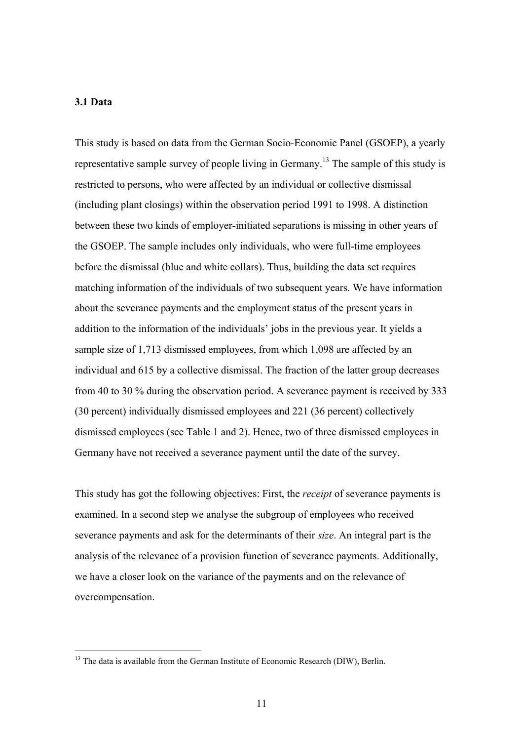### 3.1 Data

This study is based on data from the German Socio-Economic Panel (GSOEP), a yearly representative sample survey of people living in Germany.[13] The sample of this study is restricted to persons, who were affected by an individual or collective dismissal (including plant closings) within the observation period 1991 to 1998. A distinction between these two kinds of employer-initiated separations is missing in other years of the GSOEP. The sample includes only individuals, who were full-time employees before the dismissal (blue and white collars). Thus, building the data set requires matching information of the individuals of two subsequent years. We have information about the severance payments and the employment status of the present years in addition to the information of the individuals' jobs in the previous year. It yields a sample size of 1,713 dismissed employees, from which 1,098 are affected by an individual and 615 by a collective dismissal. The fraction of the latter group decreases from 40 to 30 % during the observation period. A severance payment is received by 333 (30 percent) individually dismissed employees and 221 (36 percent) collectively dismissed employees (see Table 1 and 2). Hence, two of three dismissed employees in Germany have not received a severance payment until the date of the survey.

This study has got the following objectives: First, the *receipt* of severance payments is examined. In a second step we analyse the subgroup of employees who received severance payments and ask for the determinants of their *size*. An integral part is the analysis of the relevance of a provision function of severance payments. Additionally, we have a closer look on the variance of the payments and on the relevance of overcompensation.

[13] The data is available from the German Institute of Economic Research (DIW), Berlin.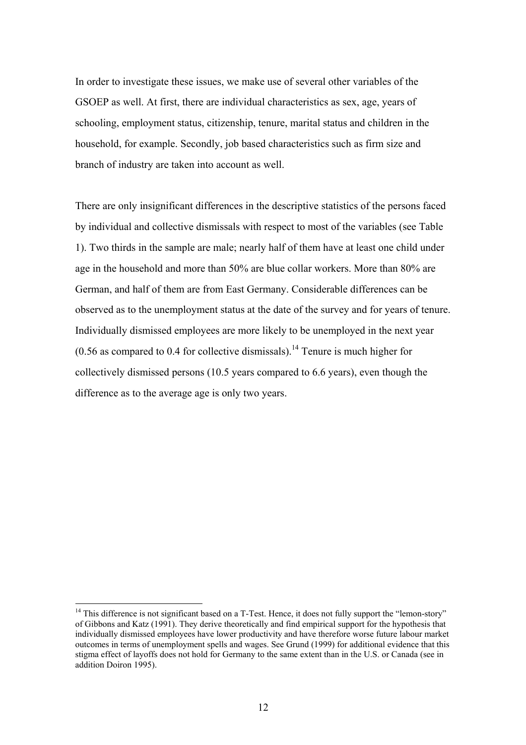In order to investigate these issues, we make use of several other variables of the GSOEP as well. At first, there are individual characteristics as sex, age, years of schooling, employment status, citizenship, tenure, marital status and children in the household, for example. Secondly, job based characteristics such as firm size and branch of industry are taken into account as well.

There are only insignificant differences in the descriptive statistics of the persons faced by individual and collective dismissals with respect to most of the variables (see Table 1). Two thirds in the sample are male; nearly half of them have at least one child under age in the household and more than 50% are blue collar workers. More than 80% are German, and half of them are from East Germany. Considerable differences can be observed as to the unemployment status at the date of the survey and for years of tenure. Individually dismissed employees are more likely to be unemployed in the next year (0.56 as compared to 0.4 for collective dismissals).[14] Tenure is much higher for collectively dismissed persons (10.5 years compared to 6.6 years), even though the difference as to the average age is only two years.

[14] This difference is not significant based on a T-Test. Hence, it does not fully support the "lemon-story" of Gibbons and Katz (1991). They derive theoretically and find empirical support for the hypothesis that individually dismissed employees have lower productivity and have therefore worse future labour market outcomes in terms of unemployment spells and wages. See Grund (1999) for additional evidence that this stigma effect of layoffs does not hold for Germany to the same extent than in the U.S. or Canada (see in addition Doiron 1995).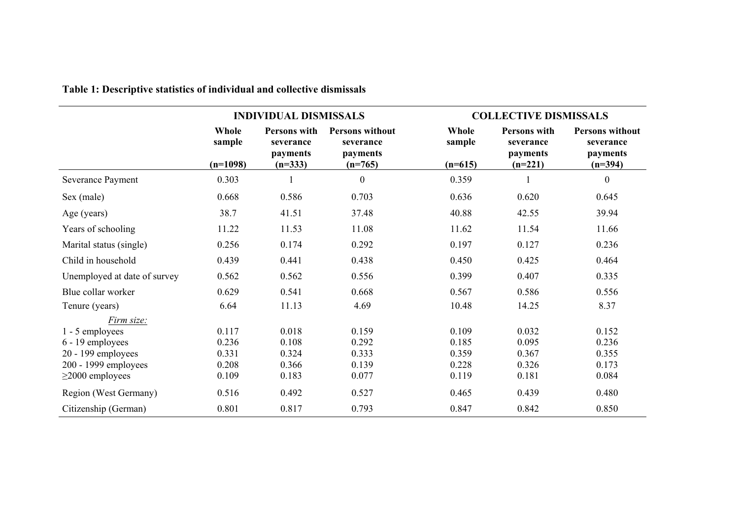**Table 1: Descriptive statistics of individual and collective dismissals**

| | INDIVIDUAL DISMISSALS | | | COLLECTIVE DISMISSALS | | |
|---|---|---|---|---|---|---|
| | Whole sample (n=1098) | Persons with severance payments (n=333) | Persons without severance payments (n=765) | Whole sample (n=615) | Persons with severance payments (n=221) | Persons without severance payments (n=394) |
| Severance Payment | 0.303 | 1 | 0 | 0.359 | 1 | 0 |
| Sex (male) | 0.668 | 0.586 | 0.703 | 0.636 | 0.620 | 0.645 |
| Age (years) | 38.7 | 41.51 | 37.48 | 40.88 | 42.55 | 39.94 |
| Years of schooling | 11.22 | 11.53 | 11.08 | 11.62 | 11.54 | 11.66 |
| Marital status (single) | 0.256 | 0.174 | 0.292 | 0.197 | 0.127 | 0.236 |
| Child in household | 0.439 | 0.441 | 0.438 | 0.450 | 0.425 | 0.464 |
| Unemployed at date of survey | 0.562 | 0.562 | 0.556 | 0.399 | 0.407 | 0.335 |
| Blue collar worker | 0.629 | 0.541 | 0.668 | 0.567 | 0.586 | 0.556 |
| Tenure (years) | 6.64 | 11.13 | 4.69 | 10.48 | 14.25 | 8.37 |
| *Firm size:* | | | | | | |
| 1 - 5 employees | 0.117 | 0.018 | 0.159 | 0.109 | 0.032 | 0.152 |
| 6 - 19 employees | 0.236 | 0.108 | 0.292 | 0.185 | 0.095 | 0.236 |
| 20 - 199 employees | 0.331 | 0.324 | 0.333 | 0.359 | 0.367 | 0.355 |
| 200 - 1999 employees | 0.208 | 0.366 | 0.139 | 0.228 | 0.326 | 0.173 |
| ≥2000 employees | 0.109 | 0.183 | 0.077 | 0.119 | 0.181 | 0.084 |
| Region (West Germany) | 0.516 | 0.492 | 0.527 | 0.465 | 0.439 | 0.480 |
| Citizenship (German) | 0.801 | 0.817 | 0.793 | 0.847 | 0.842 | 0.850 |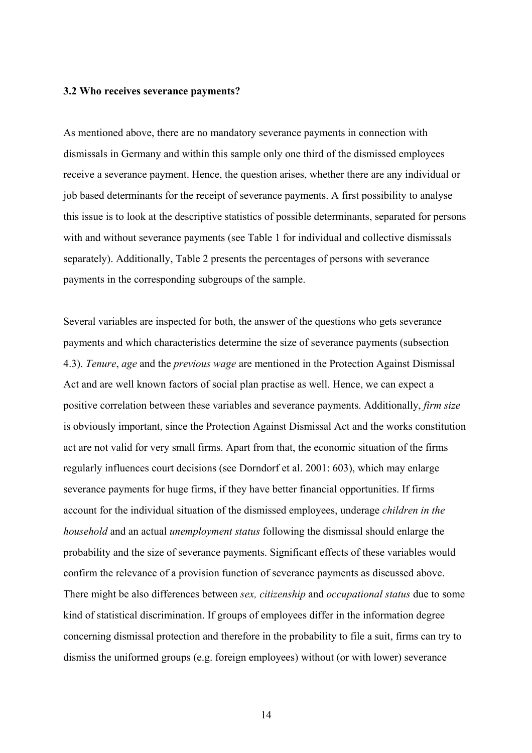### 3.2 Who receives severance payments?

As mentioned above, there are no mandatory severance payments in connection with dismissals in Germany and within this sample only one third of the dismissed employees receive a severance payment. Hence, the question arises, whether there are any individual or job based determinants for the receipt of severance payments. A first possibility to analyse this issue is to look at the descriptive statistics of possible determinants, separated for persons with and without severance payments (see Table 1 for individual and collective dismissals separately). Additionally, Table 2 presents the percentages of persons with severance payments in the corresponding subgroups of the sample.

Several variables are inspected for both, the answer of the questions who gets severance payments and which characteristics determine the size of severance payments (subsection 4.3). *Tenure*, *age* and the *previous wage* are mentioned in the Protection Against Dismissal Act and are well known factors of social plan practise as well. Hence, we can expect a positive correlation between these variables and severance payments. Additionally, *firm size* is obviously important, since the Protection Against Dismissal Act and the works constitution act are not valid for very small firms. Apart from that, the economic situation of the firms regularly influences court decisions (see Dorndorf et al. 2001: 603), which may enlarge severance payments for huge firms, if they have better financial opportunities. If firms account for the individual situation of the dismissed employees, underage *children in the household* and an actual *unemployment status* following the dismissal should enlarge the probability and the size of severance payments. Significant effects of these variables would confirm the relevance of a provision function of severance payments as discussed above. There might be also differences between *sex, citizenship* and *occupational status* due to some kind of statistical discrimination. If groups of employees differ in the information degree concerning dismissal protection and therefore in the probability to file a suit, firms can try to dismiss the uformed groups (e.g. foreign employees) without (or with lower) severance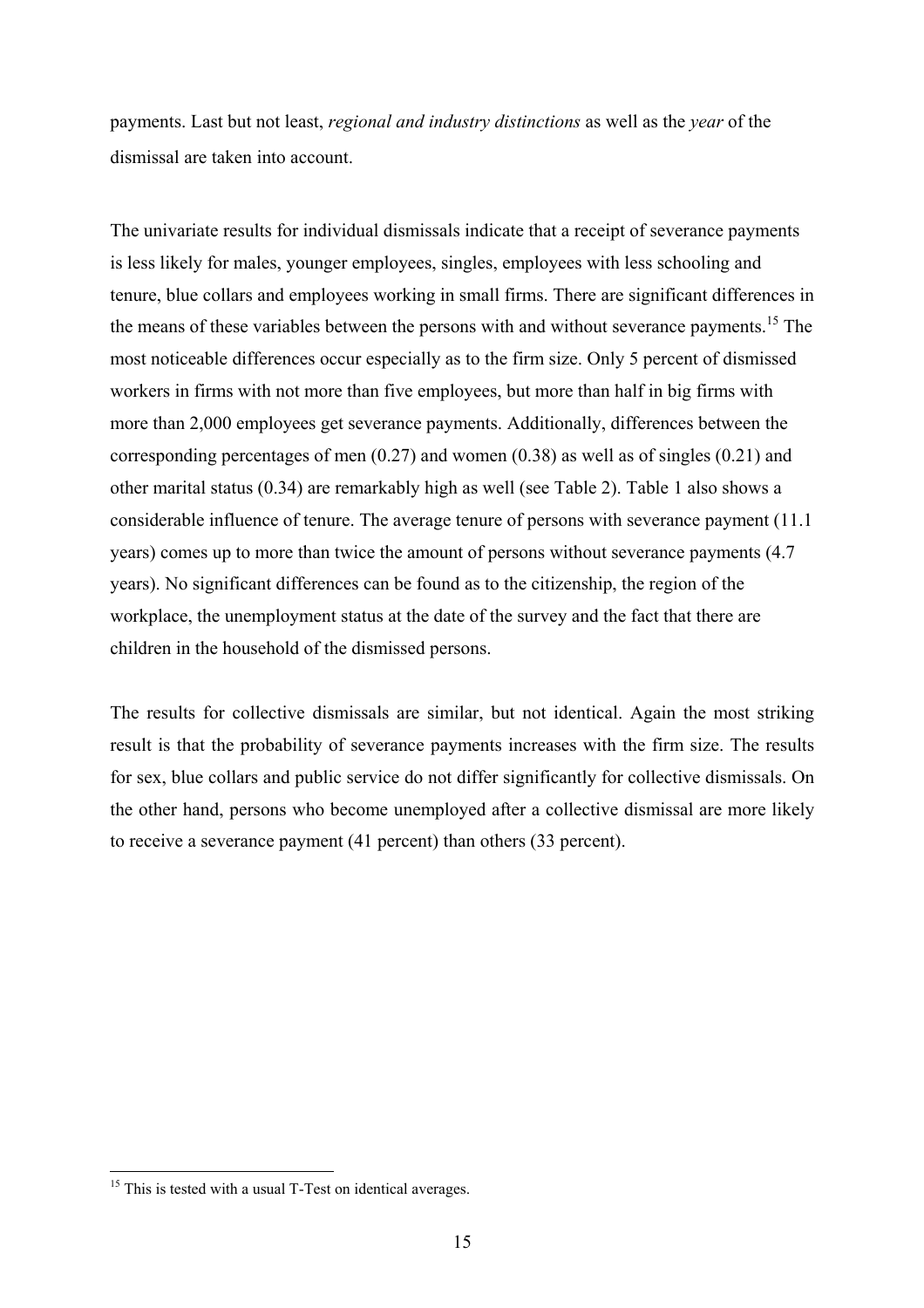payments. Last but not least, *regional and industry distinctions* as well as the *year* of the dismissal are taken into account.

The univariate results for individual dismissals indicate that a receipt of severance payments is less likely for males, younger employees, singles, employees with less schooling and tenure, blue collars and employees working in small firms. There are significant differences in the means of these variables between the persons with and without severance payments.[15] The most noticeable differences occur especially as to the firm size. Only 5 percent of dismissed workers in firms with not more than five employees, but more than half in big firms with more than 2,000 employees get severance payments. Additionally, differences between the corresponding percentages of men (0.27) and women (0.38) as well as of singles (0.21) and other marital status (0.34) are remarkably high as well (see Table 2). Table 1 also shows a considerable influence of tenure. The average tenure of persons with severance payment (11.1 years) comes up to more than twice the amount of persons without severance payments (4.7 years). No significant differences can be found as to the citizenship, the region of the workplace, the unemployment status at the date of the survey and the fact that there are children in the household of the dismissed persons.

The results for collective dismissals are similar, but not identical. Again the most striking result is that the probability of severance payments increases with the firm size. The results for sex, blue collars and public service do not differ significantly for collective dismissals. On the other hand, persons who become unemployed after a collective dismissal are more likely to receive a severance payment (41 percent) than others (33 percent).

[15] This is tested with a usual T-Test on identical averages.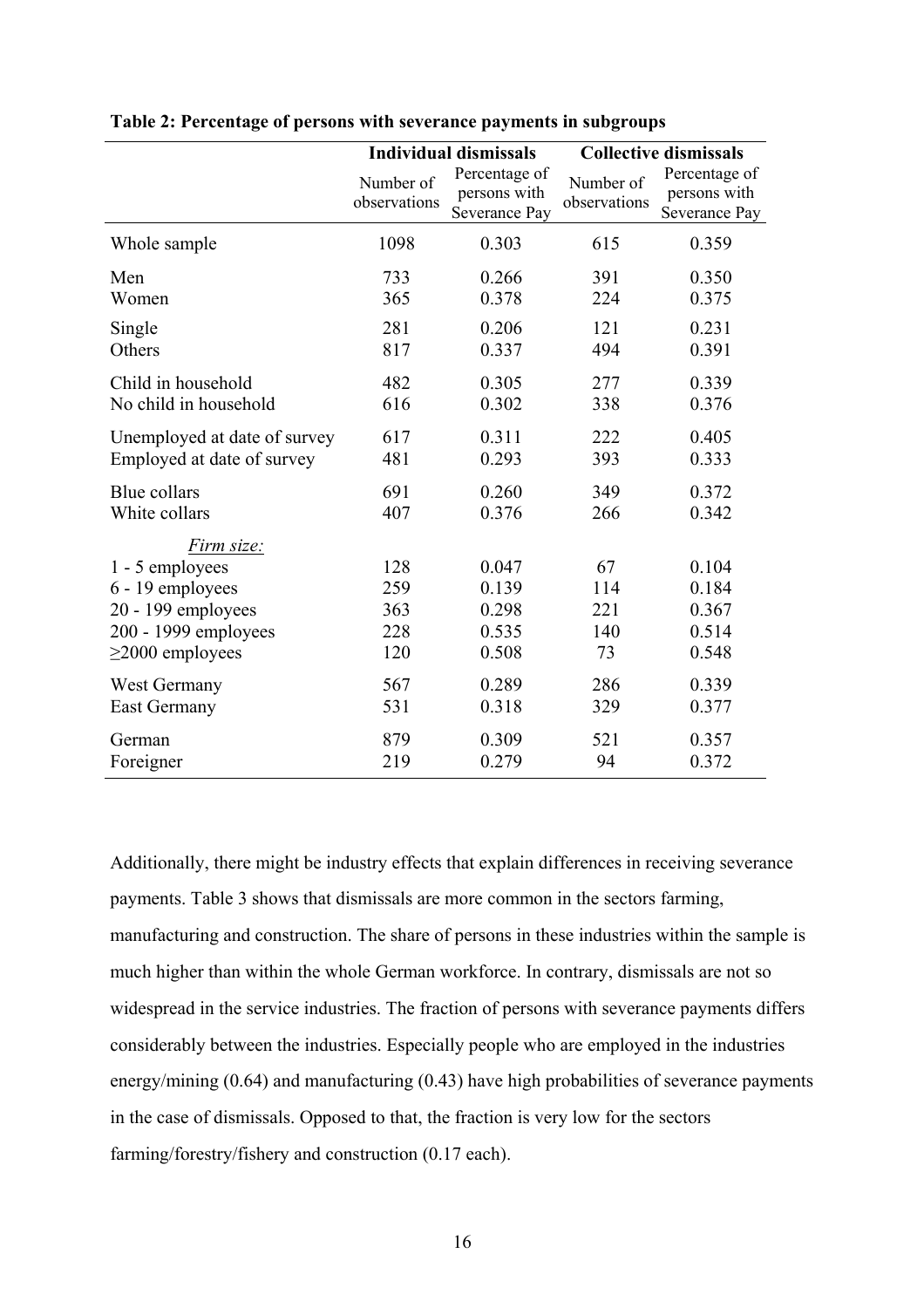**Table 2: Percentage of persons with severance payments in subgroups**

| | Individual dismissals | | Collective dismissals | |
|---|---|---|---|---|
| | Number of observations | Percentage of persons with Severance Pay | Number of observations | Percentage of persons with Severance Pay |
| Whole sample | 1098 | 0.303 | 615 | 0.359 |
| Men | 733 | 0.266 | 391 | 0.350 |
| Women | 365 | 0.378 | 224 | 0.375 |
| Single | 281 | 0.206 | 121 | 0.231 |
| Others | 817 | 0.337 | 494 | 0.391 |
| Child in household | 482 | 0.305 | 277 | 0.339 |
| No child in household | 616 | 0.302 | 338 | 0.376 |
| Unemployed at date of survey | 617 | 0.311 | 222 | 0.405 |
| Employed at date of survey | 481 | 0.293 | 393 | 0.333 |
| Blue collars | 691 | 0.260 | 349 | 0.372 |
| White collars | 407 | 0.376 | 266 | 0.342 |
| *Firm size:* | | | | |
| 1 - 5 employees | 128 | 0.047 | 67 | 0.104 |
| 6 - 19 employees | 259 | 0.139 | 114 | 0.184 |
| 20 - 199 employees | 363 | 0.298 | 221 | 0.367 |
| 200 - 1999 employees | 228 | 0.535 | 140 | 0.514 |
| ≥2000 employees | 120 | 0.508 | 73 | 0.548 |
| West Germany | 567 | 0.289 | 286 | 0.339 |
| East Germany | 531 | 0.318 | 329 | 0.377 |
| German | 879 | 0.309 | 521 | 0.357 |
| Foreigner | 219 | 0.279 | 94 | 0.372 |

Additionally, there might be industry effects that explain differences in receiving severance payments. Table 3 shows that dismissals are more common in the sectors farming, manufacturing and construction. The share of persons in these industries within the sample is much higher than within the whole German workforce. In contrary, dismissals are not so widespread in the service industries. The fraction of persons with severance payments differs considerably between the industries. Especially people who are employed in the industries energy/mining (0.64) and manufacturing (0.43) have high probabilities of severance payments in the case of dismissals. Opposed to that, the fraction is very low for the sectors farming/forestry/fishery and construction (0.17 each).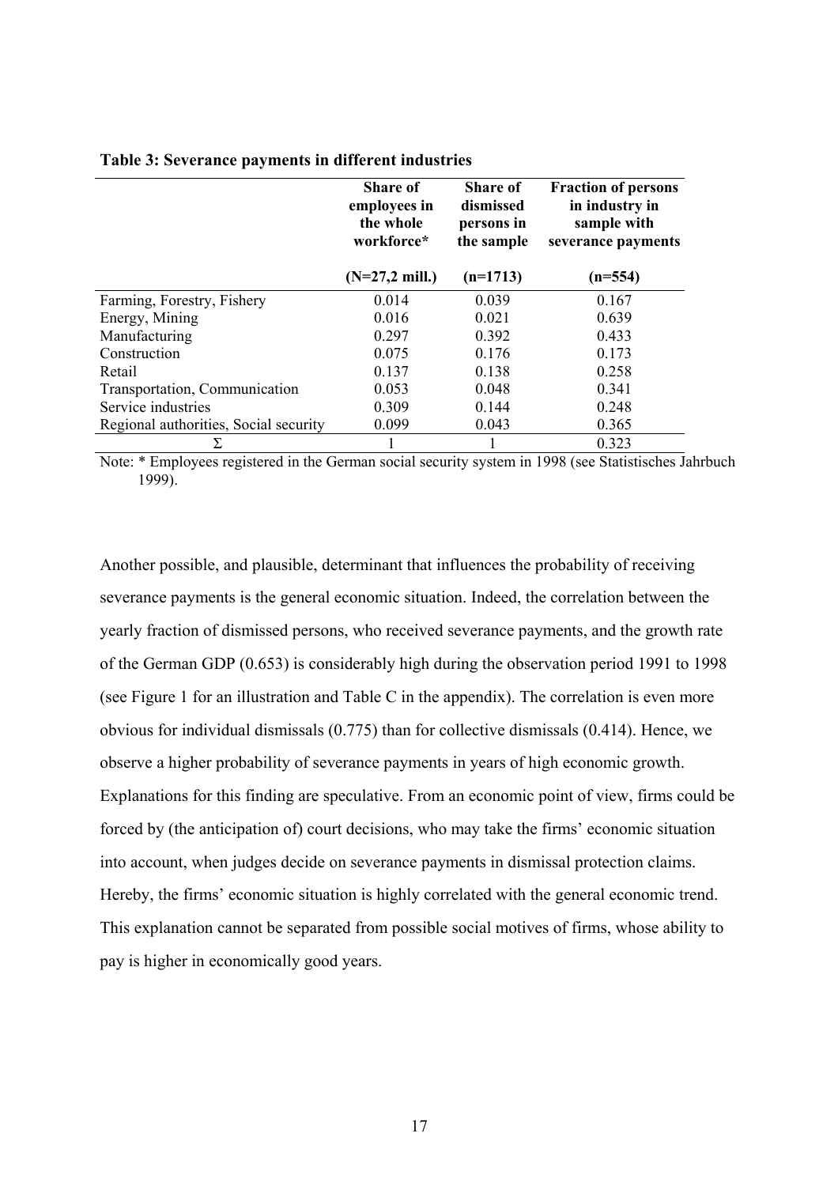**Table 3: Severance payments in different industries**

| | Share of employees in the whole workforce* | Share of dismissed persons in the sample | Fraction of persons in industry in sample with severance payments |
|---|---|---|---|
| | (N=27,2 mill.) | (n=1713) | (n=554) |
| Farming, Forestry, Fishery | 0.014 | 0.039 | 0.167 |
| Energy, Mining | 0.016 | 0.021 | 0.639 |
| Manufacturing | 0.297 | 0.392 | 0.433 |
| Construction | 0.075 | 0.176 | 0.173 |
| Retail | 0.137 | 0.138 | 0.258 |
| Transportation, Communication | 0.053 | 0.048 | 0.341 |
| Service industries | 0.309 | 0.144 | 0.248 |
| Regional authorities, Social security | 0.099 | 0.043 | 0.365 |
| Σ | 1 | 1 | 0.323 |

Note: * Employees registered in the German social security system in 1998 (see Statistisches Jahrbuch 1999).

Another possible, and plausible, determinant that influences the probability of receiving severance payments is the general economic situation. Indeed, the correlation between the yearly fraction of dismissed persons, who received severance payments, and the growth rate of the German GDP (0.653) is considerably high during the observation period 1991 to 1998 (see Figure 1 for an illustration and Table C in the appendix). The correlation is even more obvious for individual dismissals (0.775) than for collective dismissals (0.414). Hence, we observe a higher probability of severance payments in years of high economic growth. Explanations for this finding are speculative. From an economic point of view, firms could be forced by (the anticipation of) court decisions, who may take the firms' economic situation into account, when judges decide on severance payments in dismissal protection claims. Hereby, the firms' economic situation is highly correlated with the general economic trend. This explanation cannot be separated from possible social motives of firms, whose ability to pay is higher in economically good years.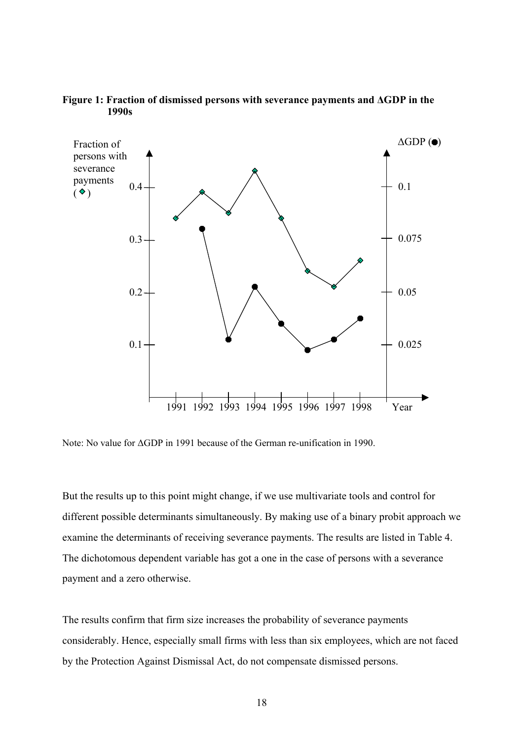**Figure 1: Fraction of dismissed persons with severance payments and ΔGDP in the 1990s**

Note: No value for ΔGDP in 1991 because of the German re-unification in 1990.

But the results up to this point might change, if we use multivariate tools and control for different possible determinants simultaneously. By making use of a binary probit approach we examine the determinants of receiving severance payments. The results are listed in Table 4. The dichotomous dependent variable has got a one in the case of persons with a severance payment and a zero otherwise.

The results confirm that firm size increases the probability of severance payments considerably. Hence, especially small firms with less than six employees, which are not faced by the Protection Against Dismissal Act, do not compensate dismissed persons.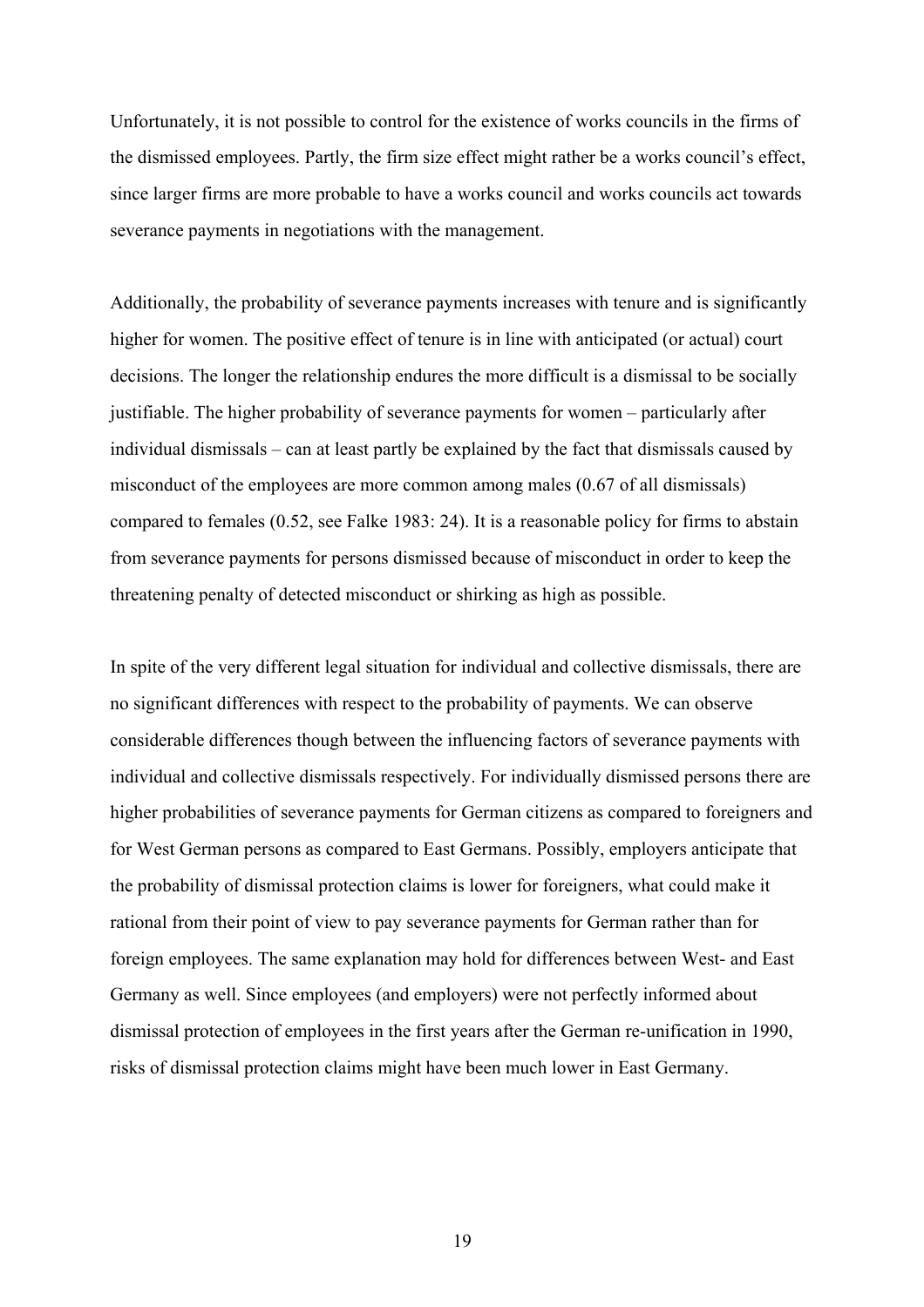Unfortunately, it is not possible to control for the existence of works councils in the firms of the dismissed employees. Partly, the firm size effect might rather be a works council's effect, since larger firms are more probable to have a works council and works councils act towards severance payments in negotiations with the management.

Additionally, the probability of severance payments increases with tenure and is significantly higher for women. The positive effect of tenure is in line with anticipated (or actual) court decisions. The longer the relationship endures the more difficult is a dismissal to be socially justifiable. The higher probability of severance payments for women – particularly after individual dismissals – can at least partly be explained by the fact that dismissals caused by misconduct of the employees are more common among males (0.67 of all dismissals) compared to females (0.52, see Falke 1983: 24). It is a reasonable policy for firms to abstain from severance payments for persons dismissed because of misconduct in order to keep the threatening penalty of detected misconduct or shirking as high as possible.

In spite of the very different legal situation for individual and collective dismissals, there are no significant differences with respect to the probability of payments. We can observe considerable differences though between the influencing factors of severance payments with individual and collective dismissals respectively. For individually dismissed persons there are higher probabilities of severance payments for German citizens as compared to foreigners and for West German persons as compared to East Germans. Possibly, employers anticipate that the probability of dismissal protection claims is lower for foreigners, what could make it rational from their point of view to pay severance payments for German rather than for foreign employees. The same explanation may hold for differences between West- and East Germany as well. Since employees (and employers) were not perfectly informed about dismissal protection of employees in the first years after the German re-unification in 1990, risks of dismissal protection claims might have been much lower in East Germany.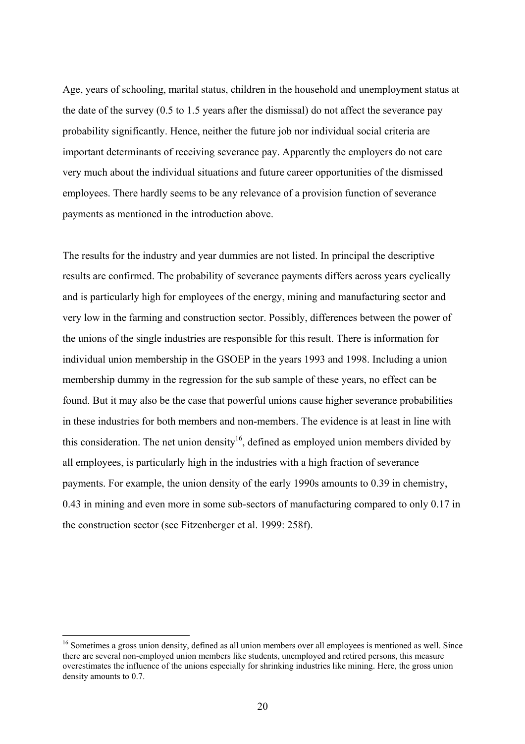Age, years of schooling, marital status, children in the household and unemployment status at the date of the survey (0.5 to 1.5 years after the dismissal) do not affect the severance pay probability significantly. Hence, neither the future job nor individual social criteria are important determinants of receiving severance pay. Apparently the employers do not care very much about the individual situations and future career opportunities of the dismissed employees. There hardly seems to be any relevance of a provision function of severance payments as mentioned in the introduction above.

The results for the industry and year dummies are not listed. In principal the descriptive results are confirmed. The probability of severance payments differs across years cyclically and is particularly high for employees of the energy, mining and manufacturing sector and very low in the farming and construction sector. Possibly, differences between the power of the unions of the single industries are responsible for this result. There is information for individual union membership in the GSOEP in the years 1993 and 1998. Including a union membership dummy in the regression for the sub sample of these years, no effect can be found. But it may also be the case that powerful unions cause higher severance probabilities in these industries for both members and non-members. The evidence is at least in line with this consideration. The net union density[16], defined as employed union members divided by all employees, is particularly high in the industries with a high fraction of severance payments. For example, the union density of the early 1990s amounts to 0.39 in chemistry, 0.43 in mining and even more in some sub-sectors of manufacturing compared to only 0.17 in the construction sector (see Fitzenberger et al. 1999: 258f).

[16] Sometimes a gross union density, defined as all union members over all employees is mentioned as well. Since there are several non-employed union members like students, unemployed and retired persons, this measure overestimates the influence of the unions especially for shrinking industries like mining. Here, the gross union density amounts to 0.7.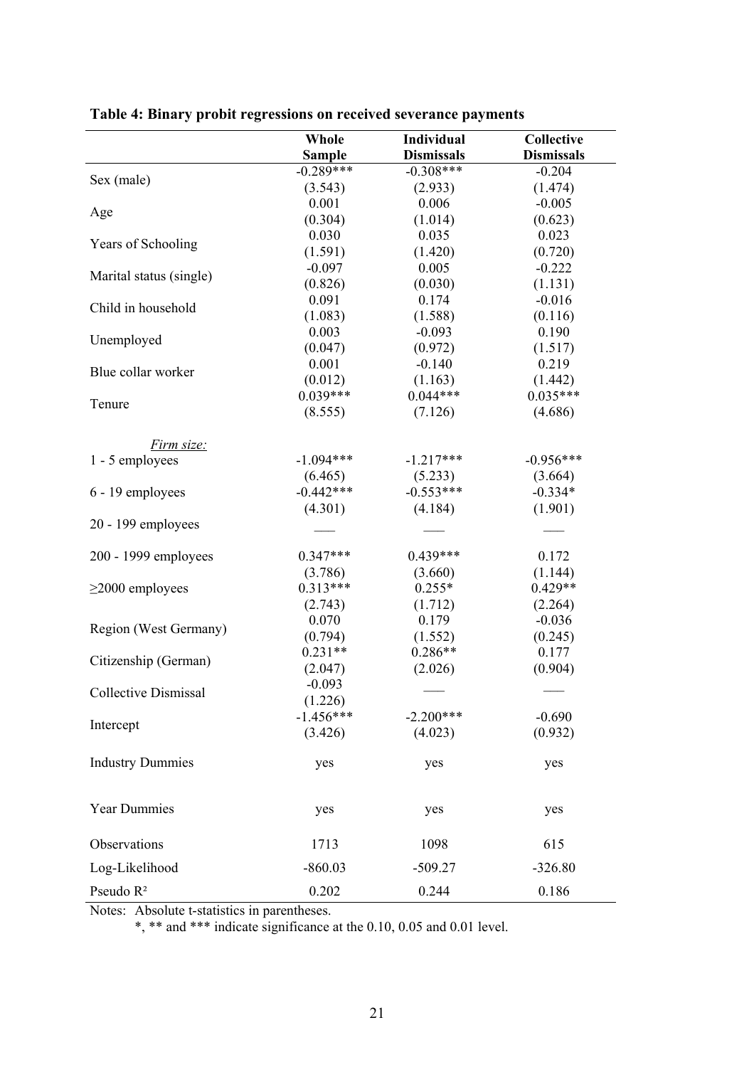**Table 4: Binary probit regressions on received severance payments**

| | Whole Sample | Individual Dismissals | Collective Dismissals |
|---|---|---|---|
| Sex (male) | -0.289*** | -0.308*** | -0.204 |
| | (3.543) | (2.933) | (1.474) |
| Age | 0.001 | 0.006 | -0.005 |
| | (0.304) | (1.014) | (0.623) |
| Years of Schooling | 0.030 | 0.035 | 0.023 |
| | (1.591) | (1.420) | (0.720) |
| Marital status (single) | -0.097 | 0.005 | -0.222 |
| | (0.826) | (0.030) | (1.131) |
| Child in household | 0.091 | 0.174 | -0.016 |
| | (1.083) | (1.588) | (0.116) |
| Unemployed | 0.003 | -0.093 | 0.190 |
| | (0.047) | (0.972) | (1.517) |
| Blue collar worker | 0.001 | -0.140 | 0.219 |
| | (0.012) | (1.163) | (1.442) |
| Tenure | 0.039*** | 0.044*** | 0.035*** |
| | (8.555) | (7.126) | (4.686) |
| *Firm size:* | | | |
| 1 - 5 employees | -1.094*** | -1.217*** | -0.956*** |
| | (6.465) | (5.233) | (3.664) |
| 6 - 19 employees | -0.442*** | -0.553*** | -0.334* |
| | (4.301) | (4.184) | (1.901) |
| 20 - 199 employees | — | — | — |
| 200 - 1999 employees | 0.347*** | 0.439*** | 0.172 |
| | (3.786) | (3.660) | (1.144) |
| ≥2000 employees | 0.313*** | 0.255* | 0.429** |
| | (2.743) | (1.712) | (2.264) |
| Region (West Germany) | 0.070 | 0.179 | -0.036 |
| | (0.794) | (1.552) | (0.245) |
| Citizenship (German) | 0.231** | 0.286** | 0.177 |
| | (2.047) | (2.026) | (0.904) |
| Collective Dismissal | -0.093 | — | — |
| | (1.226) | | |
| Intercept | -1.456*** | -2.200*** | -0.690 |
| | (3.426) | (4.023) | (0.932) |
| Industry Dummies | yes | yes | yes |
| Year Dummies | yes | yes | yes |
| Observations | 1713 | 1098 | 615 |
| Log-Likelihood | -860.03 | -509.27 | -326.80 |
| Pseudo $R^2$ | 0.202 | 0.244 | 0.186 |

Notes: Absolute t-statistics in parentheses.
*, ** and *** indicate significance at the 0.10, 0.05 and 0.01 level.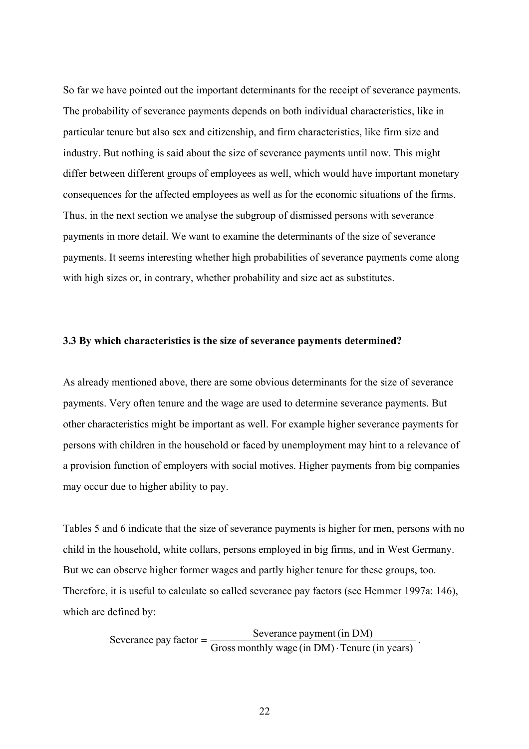So far we have pointed out the important determinants for the receipt of severance payments. The probability of severance payments depends on both individual characteristics, like in particular tenure but also sex and citizenship, and firm characteristics, like firm size and industry. But nothing is said about the size of severance payments until now. This might differ between different groups of employees as well, which would have important monetary consequences for the affected employees as well as for the economic situations of the firms. Thus, in the next section we analyse the subgroup of dismissed persons with severance payments in more detail. We want to examine the determinants of the size of severance payments. It seems interesting whether high probabilities of severance payments come along with high sizes or, in contrary, whether probability and size act as substitutes.

### 3.3 By which characteristics is the size of severance payments determined?

As already mentioned above, there are some obvious determinants for the size of severance payments. Very often tenure and the wage are used to determine severance payments. But other characteristics might be important as well. For example higher severance payments for persons with children in the household or faced by unemployment may hint to a relevance of a provision function of employers with social motives. Higher payments from big companies may occur due to higher ability to pay.

Tables 5 and 6 indicate that the size of severance payments is higher for men, persons with no child in the household, white collars, persons employed in big firms, and in West Germany. But we can observe higher former wages and partly higher tenure for these groups, too. Therefore, it is useful to calculate so called severance pay factors (see Hemmer 1997a: 146), which are defined by:

$$\text{Severance pay factor} = \frac{\text{Severance payment (in DM)}}{\text{Gross monthly wage (in DM)} \cdot \text{Tenure (in years)}}.$$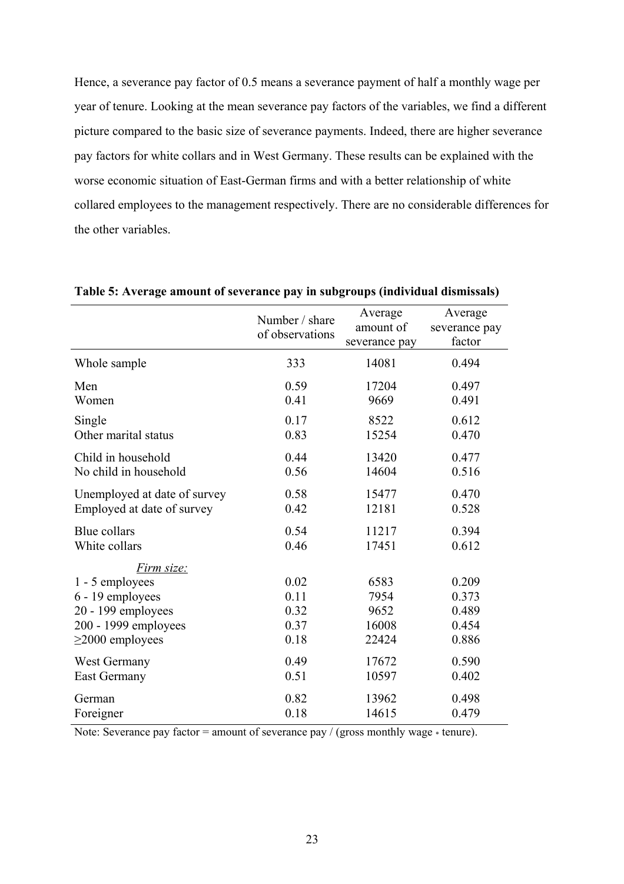Hence, a severance pay factor of 0.5 means a severance payment of half a monthly wage per year of tenure. Looking at the mean severance pay factors of the variables, we find a different picture compared to the basic size of severance payments. Indeed, there are higher severance pay factors for white collars and in West Germany. These results can be explained with the worse economic situation of East-German firms and with a better relationship of white collared employees to the management respectively. There are no considerable differences for the other variables.

**Table 5: Average amount of severance pay in subgroups (individual dismissals)**

| | Number / share of observations | Average amount of severance pay | Average severance pay factor |
|---|---|---|---|
| Whole sample | 333 | 14081 | 0.494 |
| Men | 0.59 | 17204 | 0.497 |
| Women | 0.41 | 9669 | 0.491 |
| Single | 0.17 | 8522 | 0.612 |
| Other marital status | 0.83 | 15254 | 0.470 |
| Child in household | 0.44 | 13420 | 0.477 |
| No child in household | 0.56 | 14604 | 0.516 |
| Unemployed at date of survey | 0.58 | 15477 | 0.470 |
| Employed at date of survey | 0.42 | 12181 | 0.528 |
| Blue collars | 0.54 | 11217 | 0.394 |
| White collars | 0.46 | 17451 | 0.612 |
| *Firm size:* | | | |
| 1 - 5 employees | 0.02 | 6583 | 0.209 |
| 6 - 19 employees | 0.11 | 7954 | 0.373 |
| 20 - 199 employees | 0.32 | 9652 | 0.489 |
| 200 - 1999 employees | 0.37 | 16008 | 0.454 |
| ≥2000 employees | 0.18 | 22424 | 0.886 |
| West Germany | 0.49 | 17672 | 0.590 |
| East Germany | 0.51 | 10597 | 0.402 |
| German | 0.82 | 13962 | 0.498 |
| Foreigner | 0.18 | 14615 | 0.479 |

Note: Severance pay factor = amount of severance pay / (gross monthly wage * tenure).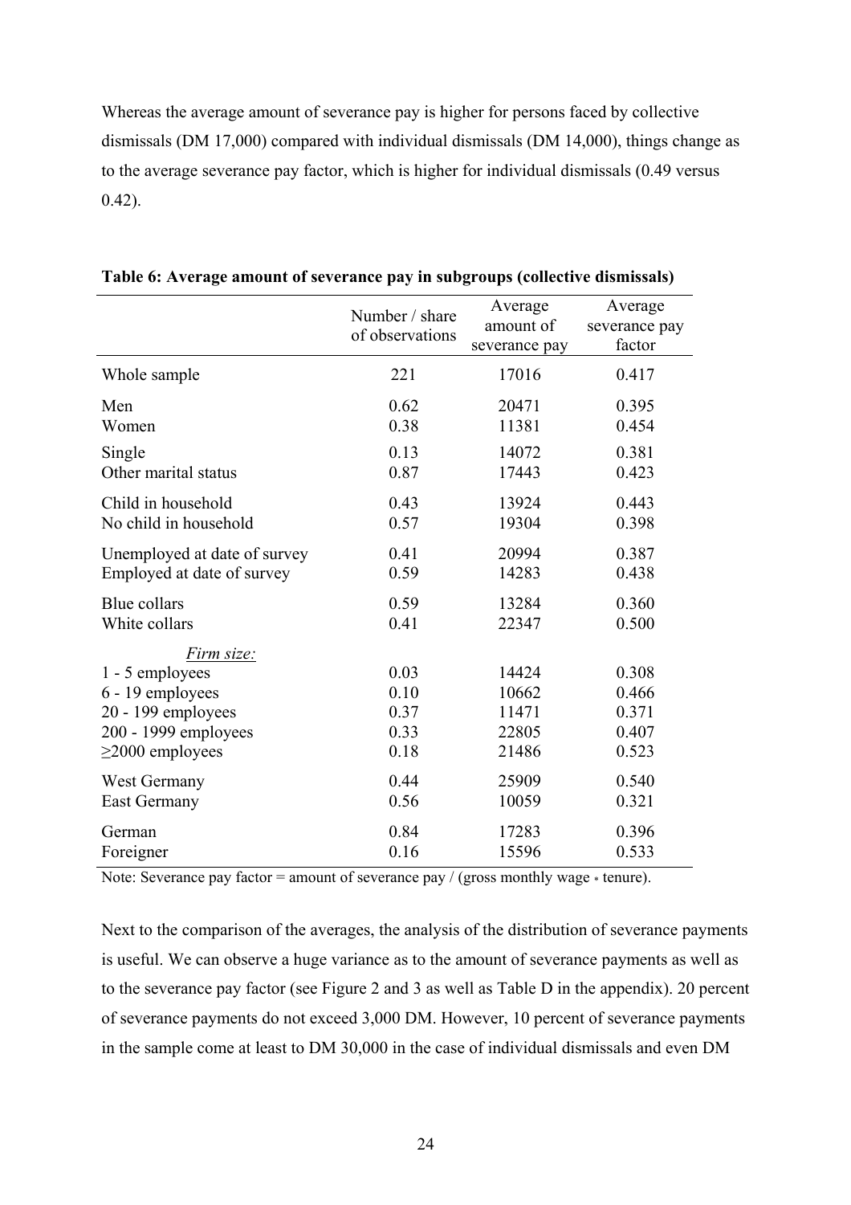Whereas the average amount of severance pay is higher for persons faced by collective dismissals (DM 17,000) compared with individual dismissals (DM 14,000), things change as to the average severance pay factor, which is higher for individual dismissals (0.49 versus 0.42).

**Table 6: Average amount of severance pay in subgroups (collective dismissals)**

| | Number / share of observations | Average amount of severance pay | Average severance pay factor |
|---|---|---|---|
| Whole sample | 221 | 17016 | 0.417 |
| Men | 0.62 | 20471 | 0.395 |
| Women | 0.38 | 11381 | 0.454 |
| Single | 0.13 | 14072 | 0.381 |
| Other marital status | 0.87 | 17443 | 0.423 |
| Child in household | 0.43 | 13924 | 0.443 |
| No child in household | 0.57 | 19304 | 0.398 |
| Unemployed at date of survey | 0.41 | 20994 | 0.387 |
| Employed at date of survey | 0.59 | 14283 | 0.438 |
| Blue collars | 0.59 | 13284 | 0.360 |
| White collars | 0.41 | 22347 | 0.500 |
| *Firm size:* | | | |
| 1 - 5 employees | 0.03 | 14424 | 0.308 |
| 6 - 19 employees | 0.10 | 10662 | 0.466 |
| 20 - 199 employees | 0.37 | 11471 | 0.371 |
| 200 - 1999 employees | 0.33 | 22805 | 0.407 |
| ≥2000 employees | 0.18 | 21486 | 0.523 |
| West Germany | 0.44 | 25909 | 0.540 |
| East Germany | 0.56 | 10059 | 0.321 |
| German | 0.84 | 17283 | 0.396 |
| Foreigner | 0.16 | 15596 | 0.533 |

Note: Severance pay factor = amount of severance pay / (gross monthly wage * tenure).

Next to the comparison of the averages, the analysis of the distribution of severance payments is useful. We can observe a huge variance as to the amount of severance payments as well as to the severance pay factor (see Figure 2 and 3 as well as Table D in the appendix). 20 percent of severance payments do not exceed 3,000 DM. However, 10 percent of severance payments in the sample come at least to DM 30,000 in the case of individual dismissals and even DM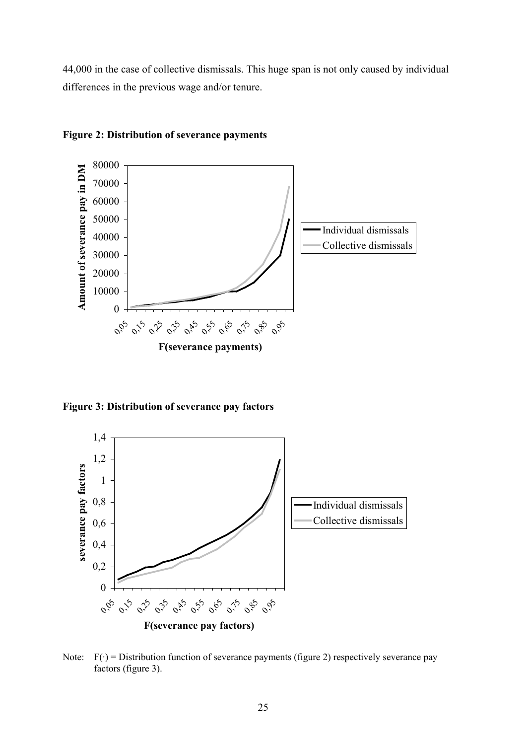44,000 in the case of collective dismissals. This huge span is not only caused by individual differences in the previous wage and/or tenure.

**Figure 2: Distribution of severance payments**

**Figure 3: Distribution of severance pay factors**

Note: F(·) = Distribution function of severance payments (figure 2) respectively severance pay factors (figure 3).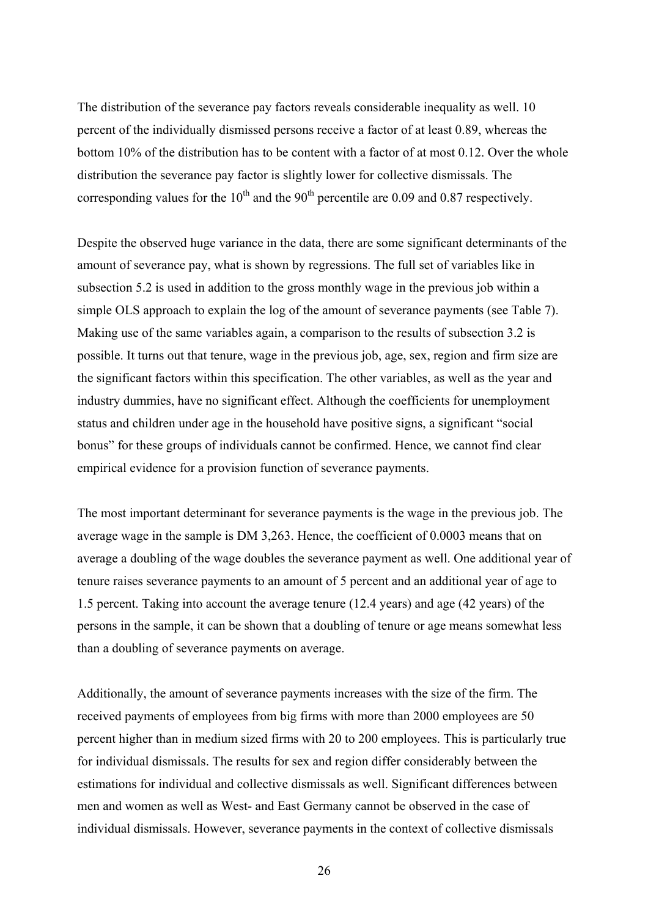The distribution of the severance pay factors reveals considerable inequality as well. 10 percent of the individually dismissed persons receive a factor of at least 0.89, whereas the bottom 10% of the distribution has to be content with a factor of at most 0.12. Over the whole distribution the severance pay factor is slightly lower for collective dismissals. The corresponding values for the $10^{th}$ and the $90^{th}$ percentile are 0.09 and 0.87 respectively.

Despite the observed huge variance in the data, there are some significant determinants of the amount of severance pay, what is shown by regressions. The full set of variables like in subsection 5.2 is used in addition to the gross monthly wage in the previous job within a simple OLS approach to explain the log of the amount of severance payments (see Table 7). Making use of the same variables again, a comparison to the results of subsection 3.2 is possible. It turns out that tenure, wage in the previous job, age, sex, region and firm size are the significant factors within this specification. The other variables, as well as the year and industry dummies, have no significant effect. Although the coefficients for unemployment status and children under age in the household have positive signs, a significant "social bonus" for these groups of individuals cannot be confirmed. Hence, we cannot find clear empirical evidence for a provision function of severance payments.

The most important determinant for severance payments is the wage in the previous job. The average wage in the sample is DM 3,263. Hence, the coefficient of 0.0003 means that on average a doubling of the wage doubles the severance payment as well. One additional year of tenure raises severance payments to an amount of 5 percent and an additional year of age to 1.5 percent. Taking into account the average tenure (12.4 years) and age (42 years) of the persons in the sample, it can be shown that a doubling of tenure or age means somewhat less than a doubling of severance payments on average.

Additionally, the amount of severance payments increases with the size of the firm. The received payments of employees from big firms with more than 2000 employees are 50 percent higher than in medium sized firms with 20 to 200 employees. This is particularly true for individual dismissals. The results for sex and region differ considerably between the estimations for individual and collective dismissals as well. Significant differences between men and women as well as West- and East Germany cannot be observed in the case of individual dismissals. However, severance payments in the context of collective dismissals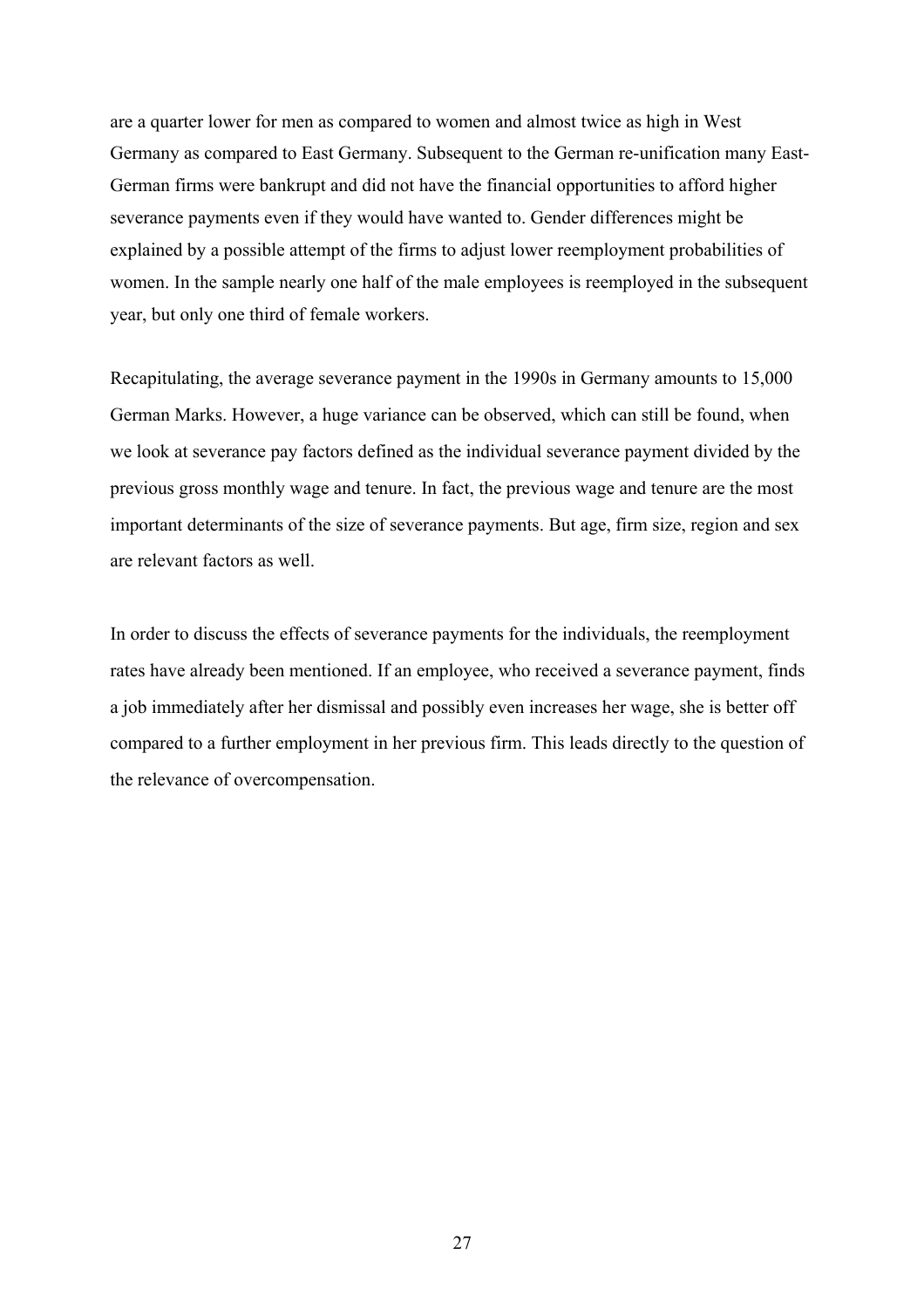are a quarter lower for men as compared to women and almost twice as high in West Germany as compared to East Germany. Subsequent to the German re-unification many East-German firms were bankrupt and did not have the financial opportunities to afford higher severance payments even if they would have wanted to. Gender differences might be explained by a possible attempt of the firms to adjust lower reemployment probabilities of women. In the sample nearly one half of the male employees is reemployed in the subsequent year, but only one third of female workers.

Recapitulating, the average severance payment in the 1990s in Germany amounts to 15,000 German Marks. However, a huge variance can be observed, which can still be found, when we look at severance pay factors defined as the individual severance payment divided by the previous gross monthly wage and tenure. In fact, the previous wage and tenure are the most important determinants of the size of severance payments. But age, firm size, region and sex are relevant factors as well.

In order to discuss the effects of severance payments for the individuals, the reemployment rates have already been mentioned. If an employee, who received a severance payment, finds a job immediately after her dismissal and possibly even increases her wage, she is better off compared to a further employment in her previous firm. This leads directly to the question of the relevance of overcompensation.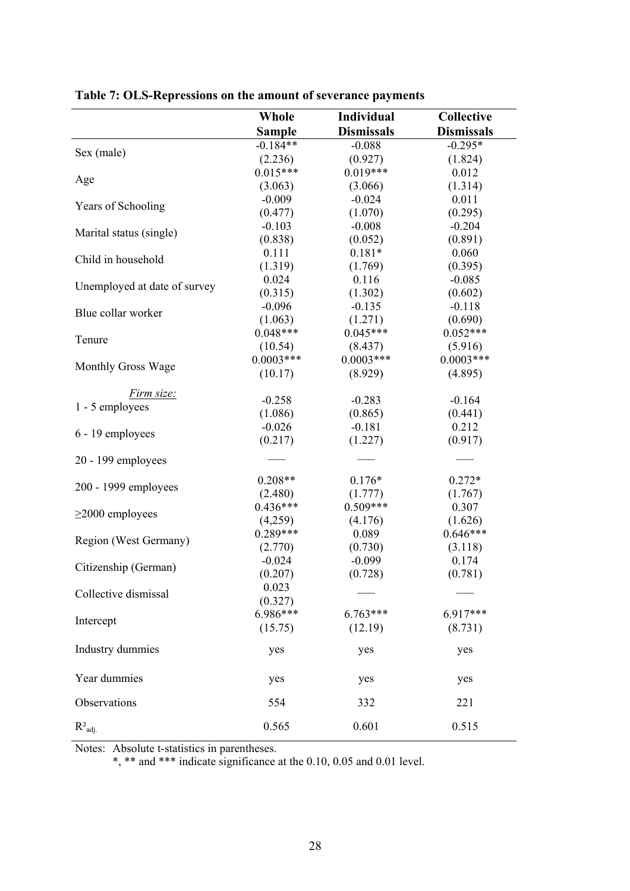**Table 7: OLS-Repressions on the amount of severance payments**

| | Whole Sample | Individual Dismissals | Collective Dismissals |
|---|---|---|---|
| Sex (male) | -0.184** | -0.088 | -0.295* |
| | (2.236) | (0.927) | (1.824) |
| Age | 0.015*** | 0.019*** | 0.012 |
| | (3.063) | (3.066) | (1.314) |
| Years of Schooling | -0.009 | -0.024 | 0.011 |
| | (0.477) | (1.070) | (0.295) |
| Marital status (single) | -0.103 | -0.008 | -0.204 |
| | (0.838) | (0.052) | (0.891) |
| Child in household | 0.111 | 0.181* | 0.060 |
| | (1.319) | (1.769) | (0.395) |
| Unemployed at date of survey | 0.024 | 0.116 | -0.085 |
| | (0.315) | (1.302) | (0.602) |
| Blue collar worker | -0.096 | -0.135 | -0.118 |
| | (1.063) | (1.271) | (0.690) |
| Tenure | 0.048*** | 0.045*** | 0.052*** |
| | (10.54) | (8.437) | (5.916) |
| Monthly Gross Wage | 0.0003*** | 0.0003*** | 0.0003*** |
| | (10.17) | (8.929) | (4.895) |
| *Firm size:* | | | |
| 1 - 5 employees | -0.258 | -0.283 | -0.164 |
| | (1.086) | (0.865) | (0.441) |
| 6 - 19 employees | -0.026 | -0.181 | 0.212 |
| | (0.217) | (1.227) | (0.917) |
| 20 - 199 employees | ––– | ––– | ––– |
| 200 - 1999 employees | 0.208** | 0.176* | 0.272* |
| | (2.480) | (1.777) | (1.767) |
| ≥2000 employees | 0.436*** | 0.509*** | 0.307 |
| | (4,259) | (4.176) | (1.626) |
| Region (West Germany) | 0.289*** | 0.089 | 0.646*** |
| | (2.770) | (0.730) | (3.118) |
| Citizenship (German) | -0.024 | -0.099 | 0.174 |
| | (0.207) | (0.728) | (0.781) |
| Collective dismissal | 0.023 | ––– | ––– |
| | (0.327) | | |
| Intercept | 6.986*** | 6.763*** | 6.917*** |
| | (15.75) | (12.19) | (8.731) |
| Industry dummies | yes | yes | yes |
| Year dummies | yes | yes | yes |
| Observations | 554 | 332 | 221 |
| $R^2_{adj.}$ | 0.565 | 0.601 | 0.515 |

Notes: Absolute t-statistics in parentheses.
*, ** and *** indicate significance at the 0.10, 0.05 and 0.01 level.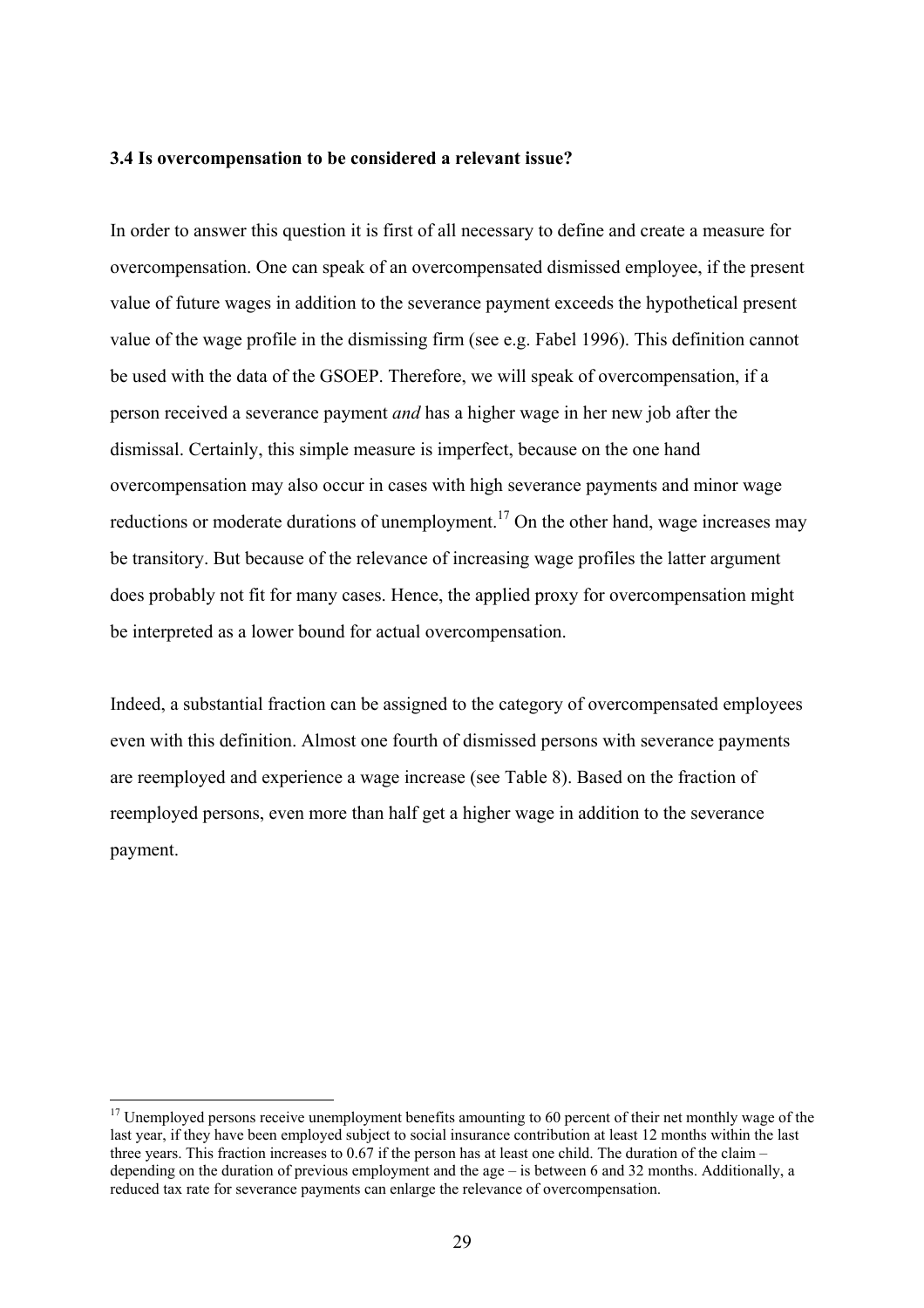### 3.4 Is overcompensation to be considered a relevant issue?

In order to answer this question it is first of all necessary to define and create a measure for overcompensation. One can speak of an overcompensated dismissed employee, if the present value of future wages in addition to the severance payment exceeds the hypothetical present value of the wage profile in the dismissing firm (see e.g. Fabel 1996). This definition cannot be used with the data of the GSOEP. Therefore, we will speak of overcompensation, if a person received a severance payment *and* has a higher wage in her new job after the dismissal. Certainly, this simple measure is imperfect, because on the one hand overcompensation may also occur in cases with high severance payments and minor wage reductions or moderate durations of unemployment.[17] On the other hand, wage increases may be transitory. But because of the relevance of increasing wage profiles the latter argument does probably not fit for many cases. Hence, the applied proxy for overcompensation might be interpreted as a lower bound for actual overcompensation.

Indeed, a substantial fraction can be assigned to the category of overcompensated employees even with this definition. Almost one fourth of dismissed persons with severance payments are reemployed and experience a wage increase (see Table 8). Based on the fraction of reemployed persons, even more than half get a higher wage in addition to the severance payment.

[17] Unemployed persons receive unemployment benefits amounting to 60 percent of their net monthly wage of the last year, if they have been employed subject to social insurance contribution at least 12 months within the last three years. This fraction increases to 0.67 if the person has at least one child. The duration of the claim – depending on the duration of previous employment and the age – is between 6 and 32 months. Additionally, a reduced tax rate for severance payments can enlarge the relevance of overcompensation.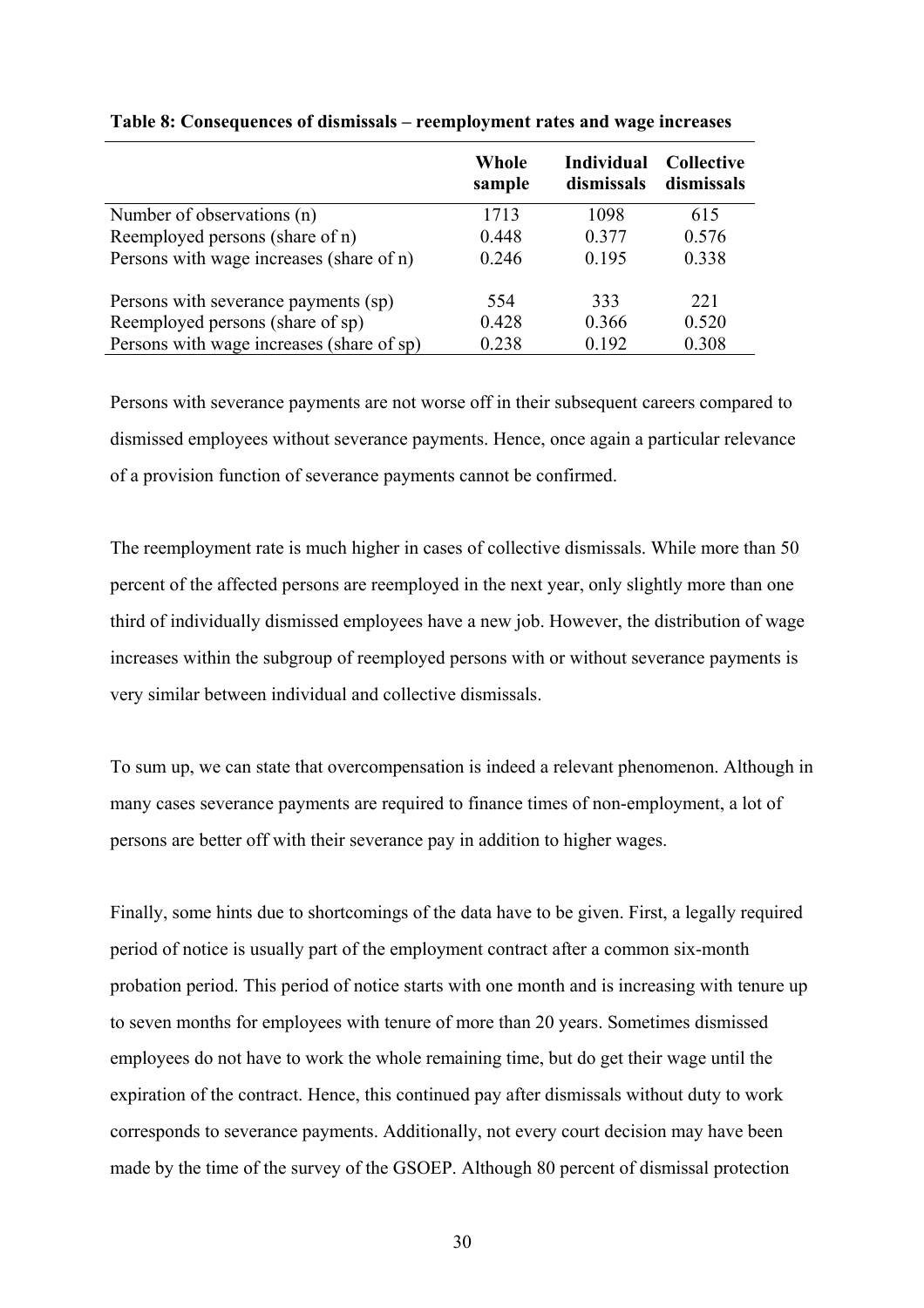**Table 8: Consequences of dismissals – reemployment rates and wage increases**

| | Whole sample | Individual dismissals | Collective dismissals |
|---|---|---|---|
| Number of observations (n) | 1713 | 1098 | 615 |
| Reemployed persons (share of n) | 0.448 | 0.377 | 0.576 |
| Persons with wage increases (share of n) | 0.246 | 0.195 | 0.338 |
| Persons with severance payments (sp) | 554 | 333 | 221 |
| Reemployed persons (share of sp) | 0.428 | 0.366 | 0.520 |
| Persons with wage increases (share of sp) | 0.238 | 0.192 | 0.308 |

Persons with severance payments are not worse off in their subsequent careers compared to dismissed employees without severance payments. Hence, once again a particular relevance of a provision function of severance payments cannot be confirmed.

The reemployment rate is much higher in cases of collective dismissals. While more than 50 percent of the affected persons are reemployed in the next year, only slightly more than one third of individually dismissed employees have a new job. However, the distribution of wage increases within the subgroup of reemployed persons with or without severance payments is very similar between individual and collective dismissals.

To sum up, we can state that overcompensation is indeed a relevant phenomenon. Although in many cases severance payments are required to finance times of non-employment, a lot of persons are better off with their severance pay in addition to higher wages.

Finally, some hints due to shortcomings of the data have to be given. First, a legally required period of notice is usually part of the employment contract after a common six-month probation period. This period of notice starts with one month and is increasing with tenure up to seven months for employees with tenure of more than 20 years. Sometimes dismissed employees do not have to work the whole remaining time, but do get their wage until the expiration of the contract. Hence, this continued pay after dismissals without duty to work corresponds to severance payments. Additionally, not every court decision may have been made by the time of the survey of the GSOEP. Although 80 percent of dismissal protection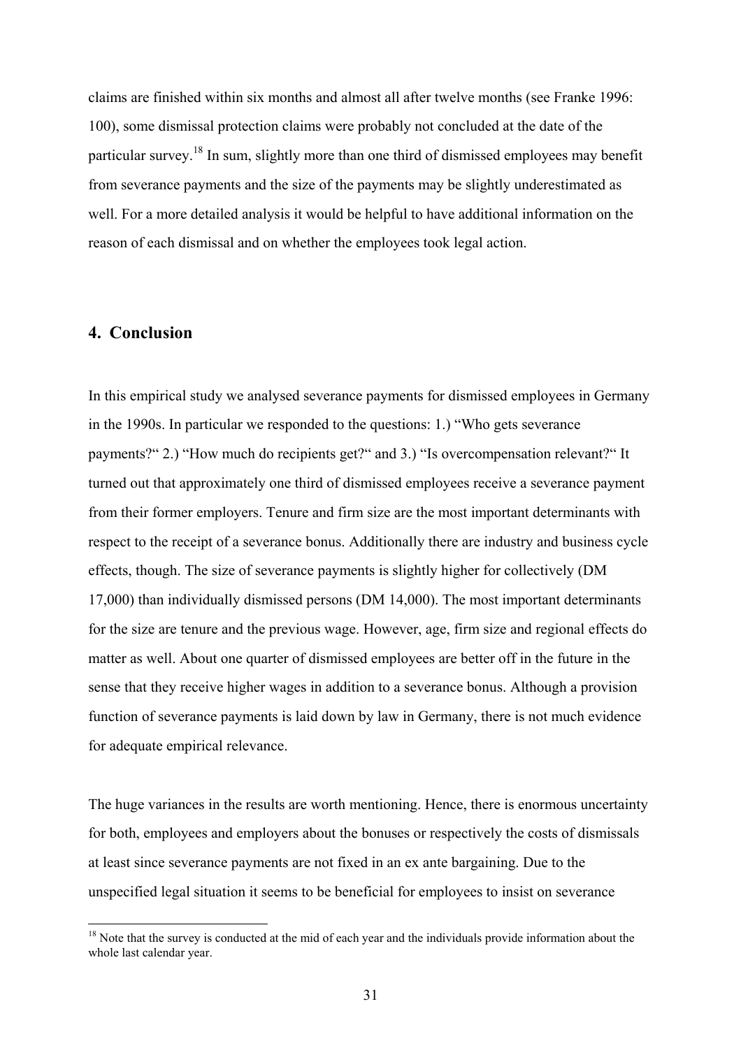claims are finished within six months and almost all after twelve months (see Franke 1996: 100), some dismissal protection claims were probably not concluded at the date of the particular survey.[18] In sum, slightly more than one third of dismissed employees may benefit from severance payments and the size of the payments may be slightly underestimated as well. For a more detailed analysis it would be helpful to have additional information on the reason of each dismissal and on whether the employees took legal action.

## 4. Conclusion

In this empirical study we analysed severance payments for dismissed employees in Germany in the 1990s. In particular we responded to the questions: 1.) "Who gets severance payments?" 2.) "How much do recipients get?" and 3.) "Is overcompensation relevant?" It turned out that approximately one third of dismissed employees receive a severance payment from their former employers. Tenure and firm size are the most important determinants with respect to the receipt of a severance bonus. Additionally there are industry and business cycle effects, though. The size of severance payments is slightly higher for collectively (DM 17,000) than individually dismissed persons (DM 14,000). The most important determinants for the size are tenure and the previous wage. However, age, firm size and regional effects do matter as well. About one quarter of dismissed employees are better off in the future in the sense that they receive higher wages in addition to a severance bonus. Although a provision function of severance payments is laid down by law in Germany, there is not much evidence for adequate empirical relevance.

The huge variances in the results are worth mentioning. Hence, there is enormous uncertainty for both, employees and employers about the bonuses or respectively the costs of dismissals at least since severance payments are not fixed in an ex ante bargaining. Due to the unspecified legal situation it seems to be beneficial for employees to insist on severance

[18] Note that the survey is conducted at the mid of each year and the individuals provide information about the whole last calendar year.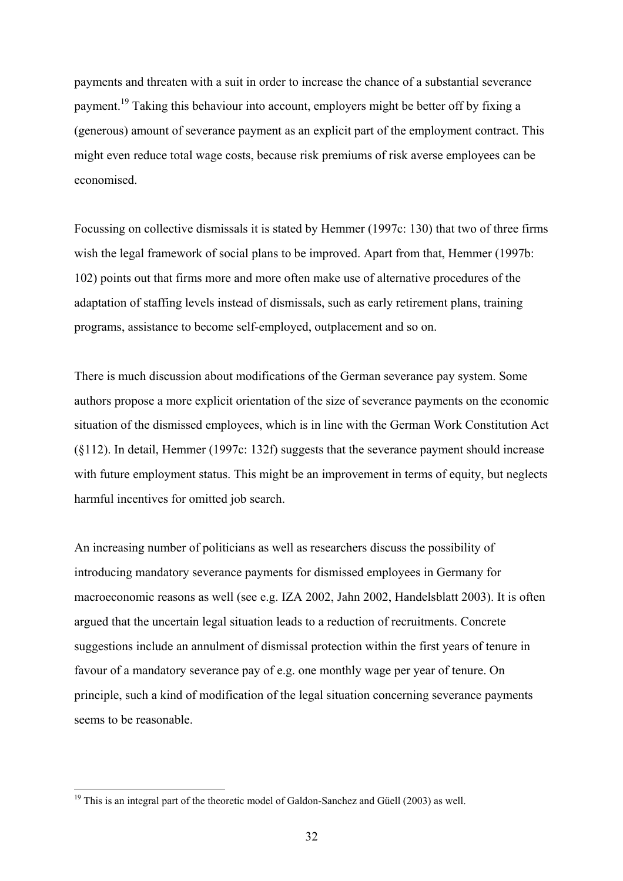payments and threaten with a suit in order to increase the chance of a substantial severance payment.[19] Taking this behaviour into account, employers might be better off by fixing a (generous) amount of severance payment as an explicit part of the employment contract. This might even reduce total wage costs, because risk premiums of risk averse employees can be economised.

Focussing on collective dismissals it is stated by Hemmer (1997c: 130) that two of three firms wish the legal framework of social plans to be improved. Apart from that, Hemmer (1997b: 102) points out that firms more and more often make use of alternative procedures of the adaptation of staffing levels instead of dismissals, such as early retirement plans, training programs, assistance to become self-employed, outplacement and so on.

There is much discussion about modifications of the German severance pay system. Some authors propose a more explicit orientation of the size of severance payments on the economic situation of the dismissed employees, which is in line with the German Work Constitution Act (§112). In detail, Hemmer (1997c: 132f) suggests that the severance payment should increase with future employment status. This might be an improvement in terms of equity, but neglects harmful incentives for omitted job search.

An increasing number of politicians as well as researchers discuss the possibility of introducing mandatory severance payments for dismissed employees in Germany for macroeconomic reasons as well (see e.g. IZA 2002, Jahn 2002, Handelsblatt 2003). It is often argued that the uncertain legal situation leads to a reduction of recruitments. Concrete suggestions include an annulment of dismissal protection within the first years of tenure in favour of a mandatory severance pay of e.g. one monthly wage per year of tenure. On principle, such a kind of modification of the legal situation concerning severance payments seems to be reasonable.

---

[19] This is an integral part of the theoretic model of Galdon-Sanchez and Güell (2003) as well.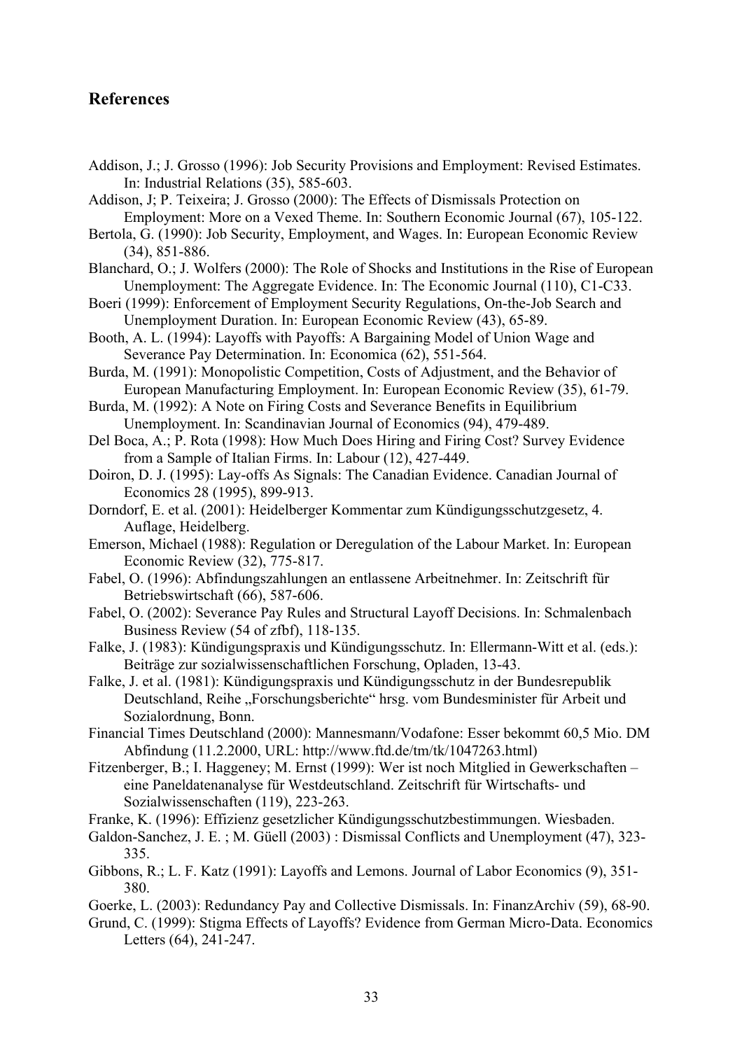## References

Addison, J.; J. Grosso (1996): Job Security Provisions and Employment: Revised Estimates. In: Industrial Relations (35), 585-603.

Addison, J; P. Teixeira; J. Grosso (2000): The Effects of Dismissals Protection on Employment: More on a Vexed Theme. In: Southern Economic Journal (67), 105-122.

Bertola, G. (1990): Job Security, Employment, and Wages. In: European Economic Review (34), 851-886.

Blanchard, O.; J. Wolfers (2000): The Role of Shocks and Institutions in the Rise of European Unemployment: The Aggregate Evidence. In: The Economic Journal (110), C1-C33.

Boeri (1999): Enforcement of Employment Security Regulations, On-the-Job Search and Unemployment Duration. In: European Economic Review (43), 65-89.

Booth, A. L. (1994): Layoffs with Payoffs: A Bargaining Model of Union Wage and Severance Pay Determination. In: Economica (62), 551-564.

Burda, M. (1991): Monopolistic Competition, Costs of Adjustment, and the Behavior of European Manufacturing Employment. In: European Economic Review (35), 61-79.

Burda, M. (1992): A Note on Firing Costs and Severance Benefits in Equilibrium Unemployment. In: Scandinavian Journal of Economics (94), 479-489.

Del Boca, A.; P. Rota (1998): How Much Does Hiring and Firing Cost? Survey Evidence from a Sample of Italian Firms. In: Labour (12), 427-449.

Doiron, D. J. (1995): Lay-offs As Signals: The Canadian Evidence. Canadian Journal of Economics 28 (1995), 899-913.

Dorndorf, E. et al. (2001): Heidelberger Kommentar zum Kündigungsschutzgesetz, 4. Auflage, Heidelberg.

Emerson, Michael (1988): Regulation or Deregulation of the Labour Market. In: European Economic Review (32), 775-817.

Fabel, O. (1996): Abfindungszahlungen an entlassene Arbeitnehmer. In: Zeitschrift für Betriebswirtschaft (66), 587-606.

Fabel, O. (2002): Severance Pay Rules and Structural Layoff Decisions. In: Schmalenbach Business Review (54 of zfbf), 118-135.

Falke, J. (1983): Kündigungspraxis und Kündigungsschutz. In: Ellermann-Witt et al. (eds.): Beiträge zur sozialwissenschaftlichen Forschung, Opladen, 13-43.

Falke, J. et al. (1981): Kündigungspraxis und Kündigungsschutz in der Bundesrepublik Deutschland, Reihe „Forschungsberichte" hrsg. vom Bundesminister für Arbeit und Sozialordnung, Bonn.

Financial Times Deutschland (2000): Mannesmann/Vodafone: Esser bekommt 60,5 Mio. DM Abfindung (11.2.2000, URL: http://www.ftd.de/tm/tk/1047263.html)

Fitzenberger, B.; I. Haggeney; M. Ernst (1999): Wer ist noch Mitglied in Gewerkschaften – eine Paneldatenanalyse für Westdeutschland. Zeitschrift für Wirtschafts- und Sozialwissenschaften (119), 223-263.

Franke, K. (1996): Effizienz gesetzlicher Kündigungsschutzbestimmungen. Wiesbaden.

Galdon-Sanchez, J. E. ; M. Güell (2003) : Dismissal Conflicts and Unemployment (47), 323-335.

Gibbons, R.; L. F. Katz (1991): Layoffs and Lemons. Journal of Labor Economics (9), 351-380.

Goerke, L. (2003): Redundancy Pay and Collective Dismissals. In: FinanzArchiv (59), 68-90.

Grund, C. (1999): Stigma Effects of Layoffs? Evidence from German Micro-Data. Economics Letters (64), 241-247.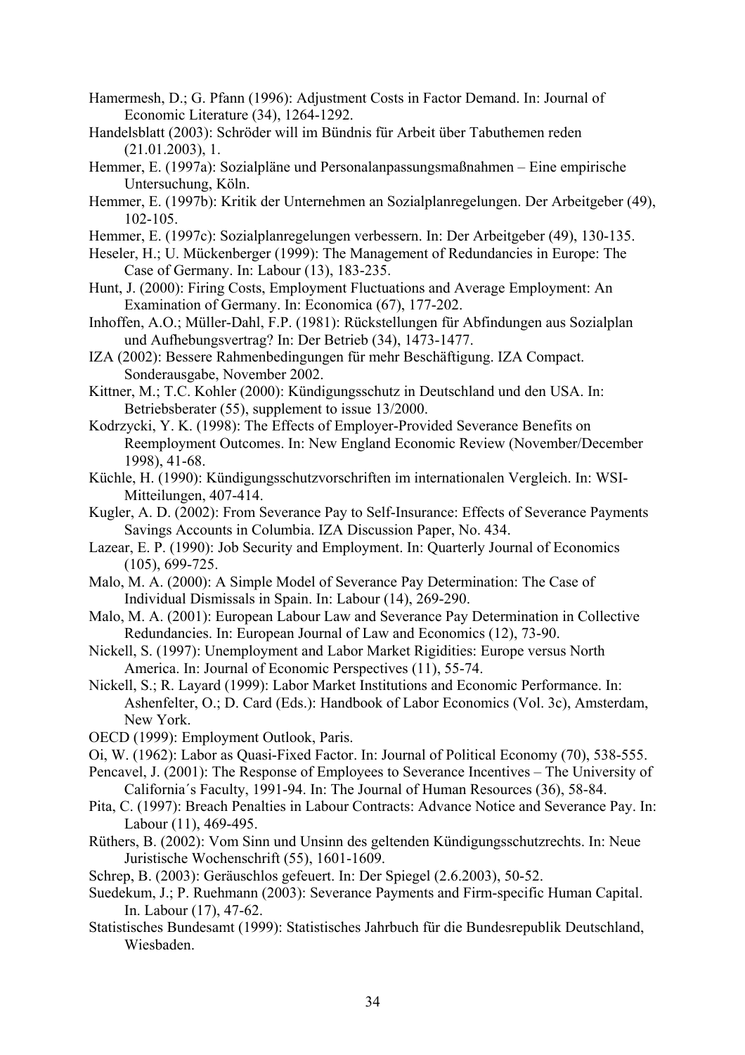Hamermesh, D.; G. Pfann (1996): Adjustment Costs in Factor Demand. In: Journal of Economic Literature (34), 1264-1292.

Handelsblatt (2003): Schröder will im Bündnis für Arbeit über Tabuthemen reden (21.01.2003), 1.

Hemmer, E. (1997a): Sozialpläne und Personalanpassungsmaßnahmen – Eine empirische Untersuchung, Köln.

Hemmer, E. (1997b): Kritik der Unternehmen an Sozialplanregelungen. Der Arbeitgeber (49), 102-105.

Hemmer, E. (1997c): Sozialplanregelungen verbessern. In: Der Arbeitgeber (49), 130-135.

Heseler, H.; U. Mückenberger (1999): The Management of Redundancies in Europe: The Case of Germany. In: Labour (13), 183-235.

Hunt, J. (2000): Firing Costs, Employment Fluctuations and Average Employment: An Examination of Germany. In: Economica (67), 177-202.

Inhoffen, A.O.; Müller-Dahl, F.P. (1981): Rückstellungen für Abfindungen aus Sozialplan und Aufhebungsvertrag? In: Der Betrieb (34), 1473-1477.

IZA (2002): Bessere Rahmenbedingungen für mehr Beschäftigung. IZA Compact. Sonderausgabe, November 2002.

Kittner, M.; T.C. Kohler (2000): Kündigungsschutz in Deutschland und den USA. In: Betriebsberater (55), supplement to issue 13/2000.

Kodrzycki, Y. K. (1998): The Effects of Employer-Provided Severance Benefits on Reemployment Outcomes. In: New England Economic Review (November/December 1998), 41-68.

Küchle, H. (1990): Kündigungsschutzvorschriften im internationalen Vergleich. In: WSI-Mitteilungen, 407-414.

Kugler, A. D. (2002): From Severance Pay to Self-Insurance: Effects of Severance Payments Savings Accounts in Columbia. IZA Discussion Paper, No. 434.

Lazear, E. P. (1990): Job Security and Employment. In: Quarterly Journal of Economics (105), 699-725.

Malo, M. A. (2000): A Simple Model of Severance Pay Determination: The Case of Individual Dismissals in Spain. In: Labour (14), 269-290.

Malo, M. A. (2001): European Labour Law and Severance Pay Determination in Collective Redundancies. In: European Journal of Law and Economics (12), 73-90.

Nickell, S. (1997): Unemployment and Labor Market Rigidities: Europe versus North America. In: Journal of Economic Perspectives (11), 55-74.

Nickell, S.; R. Layard (1999): Labor Market Institutions and Economic Performance. In: Ashenfelter, O.; D. Card (Eds.): Handbook of Labor Economics (Vol. 3c), Amsterdam, New York.

OECD (1999): Employment Outlook, Paris.

Oi, W. (1962): Labor as Quasi-Fixed Factor. In: Journal of Political Economy (70), 538-555.

Pencavel, J. (2001): The Response of Employees to Severance Incentives – The University of California´s Faculty, 1991-94. In: The Journal of Human Resources (36), 58-84.

Pita, C. (1997): Breach Penalties in Labour Contracts: Advance Notice and Severance Pay. In: Labour (11), 469-495.

Rüthers, B. (2002): Vom Sinn und Unsinn des geltenden Kündigungsschutzrechts. In: Neue Juristische Wochenschrift (55), 1601-1609.

Schrep, B. (2003): Geräuschlos gefeuert. In: Der Spiegel (2.6.2003), 50-52.

Suedekum, J.; P. Ruehmann (2003): Severance Payments and Firm-specific Human Capital. In. Labour (17), 47-62.

Statistisches Bundesamt (1999): Statistisches Jahrbuch für die Bundesrepublik Deutschland, Wiesbaden.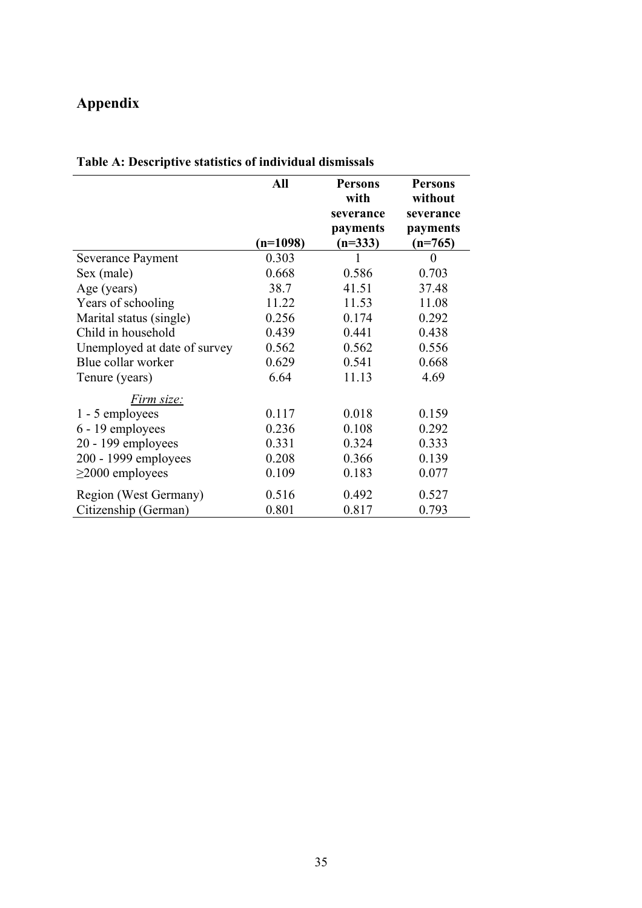# Appendix

**Table A: Descriptive statistics of individual dismissals**

| | **All** (n=1098) | **Persons with severance payments** (n=333) | **Persons without severance payments** (n=765) |
|---|---|---|---|
| Severance Payment | 0.303 | 1 | 0 |
| Sex (male) | 0.668 | 0.586 | 0.703 |
| Age (years) | 38.7 | 41.51 | 37.48 |
| Years of schooling | 11.22 | 11.53 | 11.08 |
| Marital status (single) | 0.256 | 0.174 | 0.292 |
| Child in household | 0.439 | 0.441 | 0.438 |
| Unemployed at date of survey | 0.562 | 0.562 | 0.556 |
| Blue collar worker | 0.629 | 0.541 | 0.668 |
| Tenure (years) | 6.64 | 11.13 | 4.69 |
| *Firm size:* | | | |
| 1 - 5 employees | 0.117 | 0.018 | 0.159 |
| 6 - 19 employees | 0.236 | 0.108 | 0.292 |
| 20 - 199 employees | 0.331 | 0.324 | 0.333 |
| 200 - 1999 employees | 0.208 | 0.366 | 0.139 |
| ≥2000 employees | 0.109 | 0.183 | 0.077 |
| Region (West Germany) | 0.516 | 0.492 | 0.527 |
| Citizenship (German) | 0.801 | 0.817 | 0.793 |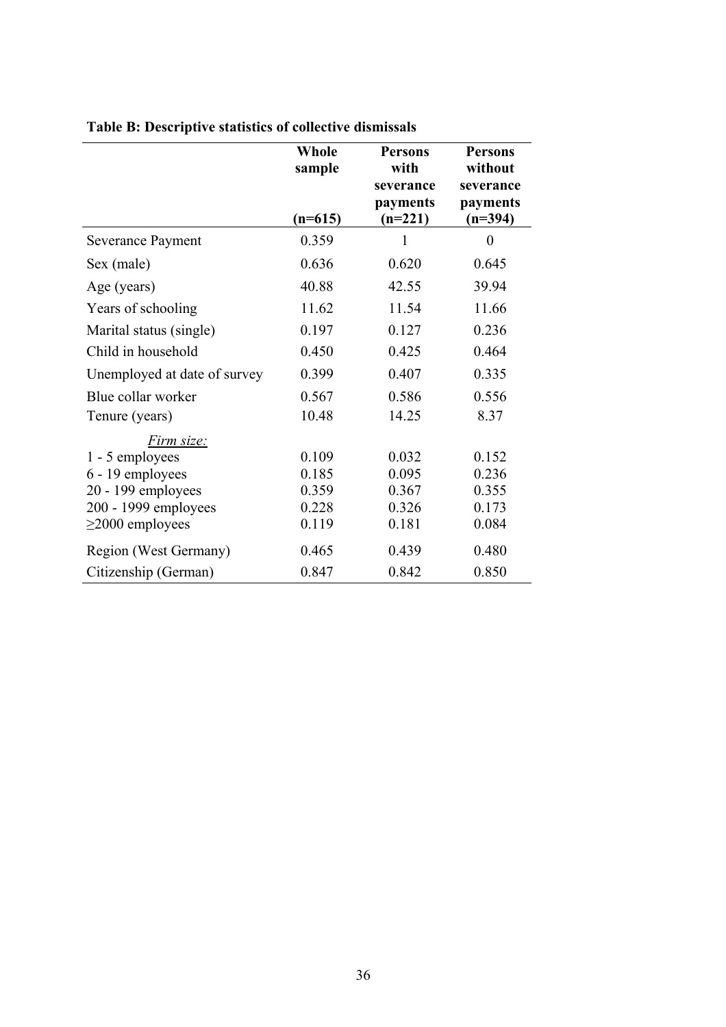**Table B: Descriptive statistics of collective dismissals**

| | Whole sample (n=615) | Persons with severance payments (n=221) | Persons without severance payments (n=394) |
|---|---|---|---|
| Severance Payment | 0.359 | 1 | 0 |
| Sex (male) | 0.636 | 0.620 | 0.645 |
| Age (years) | 40.88 | 42.55 | 39.94 |
| Years of schooling | 11.62 | 11.54 | 11.66 |
| Marital status (single) | 0.197 | 0.127 | 0.236 |
| Child in household | 0.450 | 0.425 | 0.464 |
| Unemployed at date of survey | 0.399 | 0.407 | 0.335 |
| Blue collar worker | 0.567 | 0.586 | 0.556 |
| Tenure (years) | 10.48 | 14.25 | 8.37 |
| *Firm size:* | | | |
| 1 - 5 employees | 0.109 | 0.032 | 0.152 |
| 6 - 19 employees | 0.185 | 0.095 | 0.236 |
| 20 - 199 employees | 0.359 | 0.367 | 0.355 |
| 200 - 1999 employees | 0.228 | 0.326 | 0.173 |
| ≥2000 employees | 0.119 | 0.181 | 0.084 |
| Region (West Germany) | 0.465 | 0.439 | 0.480 |
| Citizenship (German) | 0.847 | 0.842 | 0.850 |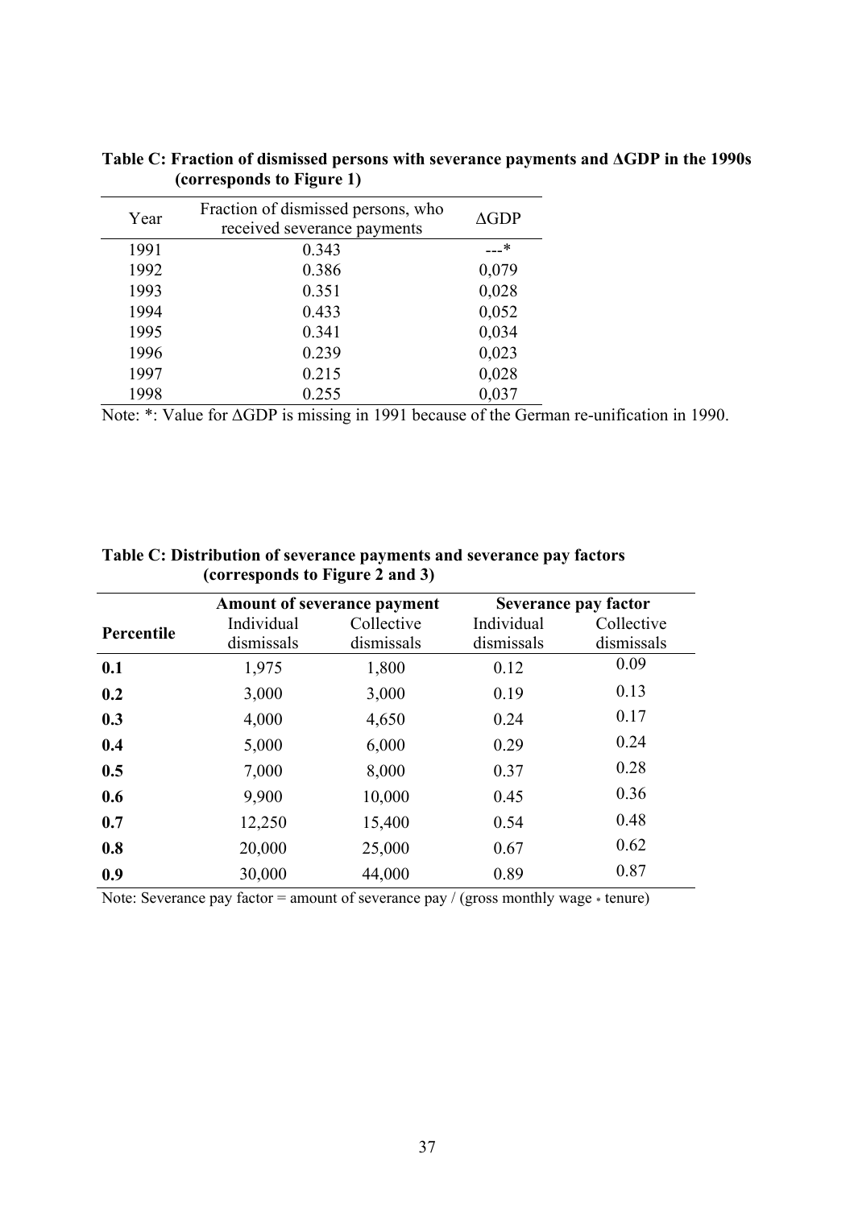**Table C: Fraction of dismissed persons with severance payments and ΔGDP in the 1990s (corresponds to Figure 1)**

| Year | Fraction of dismissed persons, who received severance payments | ΔGDP |
|---|---|---|
| 1991 | 0.343 | ---* |
| 1992 | 0.386 | 0,079 |
| 1993 | 0.351 | 0,028 |
| 1994 | 0.433 | 0,052 |
| 1995 | 0.341 | 0,034 |
| 1996 | 0.239 | 0,023 |
| 1997 | 0.215 | 0,028 |
| 1998 | 0.255 | 0,037 |

Note: *: Value for ΔGDP is missing in 1991 because of the German re-unification in 1990.

**Table C: Distribution of severance payments and severance pay factors (corresponds to Figure 2 and 3)**

| | **Amount of severance payment** | | **Severance pay factor** | |
|---|---|---|---|---|
| **Percentile** | Individual dismissals | Collective dismissals | Individual dismissals | Collective dismissals |
| **0.1** | 1,975 | 1,800 | 0.12 | 0.09 |
| **0.2** | 3,000 | 3,000 | 0.19 | 0.13 |
| **0.3** | 4,000 | 4,650 | 0.24 | 0.17 |
| **0.4** | 5,000 | 6,000 | 0.29 | 0.24 |
| **0.5** | 7,000 | 8,000 | 0.37 | 0.28 |
| **0.6** | 9,900 | 10,000 | 0.45 | 0.36 |
| **0.7** | 12,250 | 15,400 | 0.54 | 0.48 |
| **0.8** | 20,000 | 25,000 | 0.67 | 0.62 |
| **0.9** | 30,000 | 44,000 | 0.89 | 0.87 |

Note: Severance pay factor = amount of severance pay / (gross monthly wage * tenure)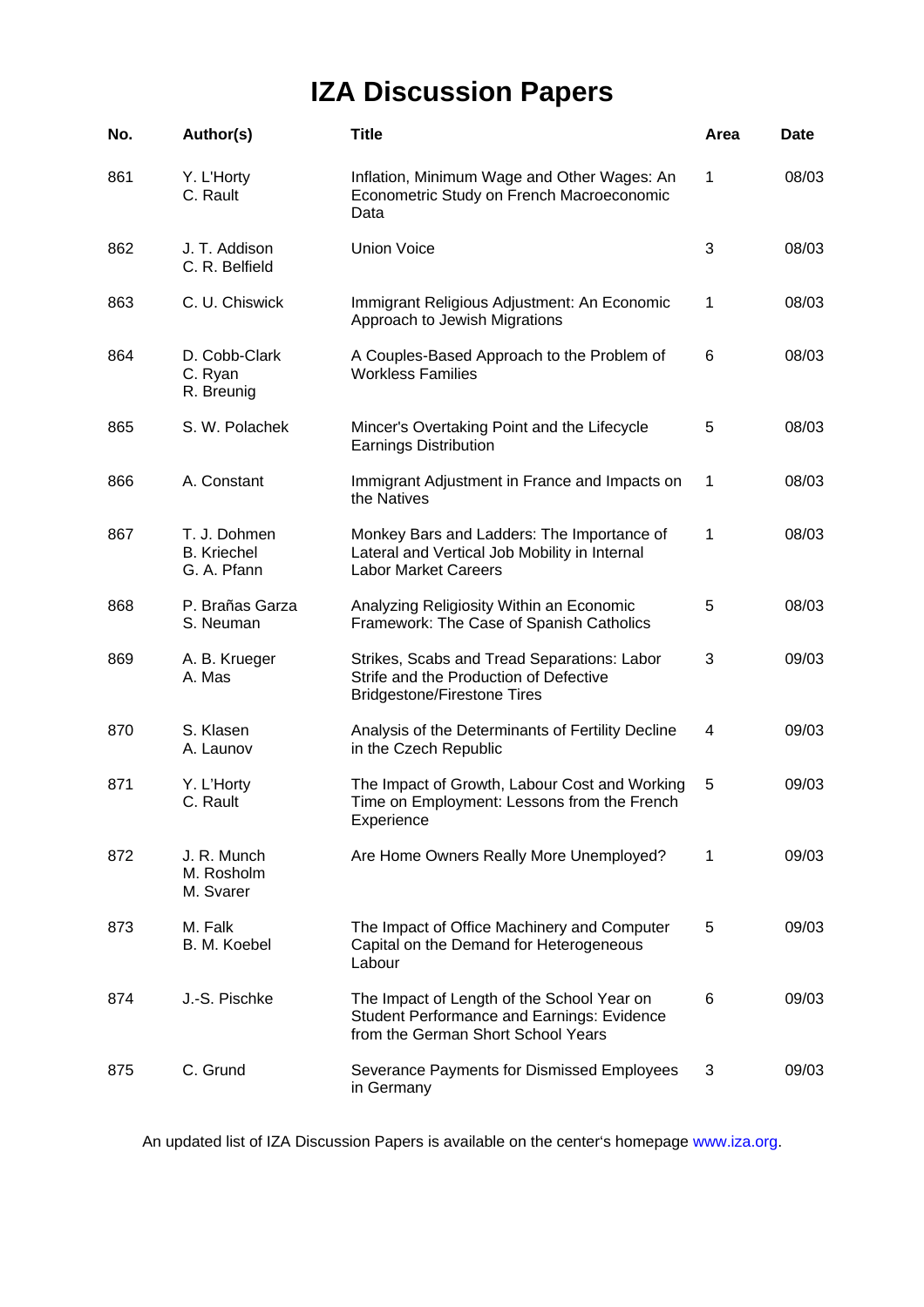# IZA Discussion Papers

| No. | Author(s) | Title | Area | Date |
|---|---|---|---|---|
| 861 | Y. L'Horty<br>C. Rault | Inflation, Minimum Wage and Other Wages: An Econometric Study on French Macroeconomic Data | 1 | 08/03 |
| 862 | J. T. Addison<br>C. R. Belfield | Union Voice | 3 | 08/03 |
| 863 | C. U. Chiswick | Immigrant Religious Adjustment: An Economic Approach to Jewish Migrations | 1 | 08/03 |
| 864 | D. Cobb-Clark<br>C. Ryan<br>R. Breunig | A Couples-Based Approach to the Problem of Workless Families | 6 | 08/03 |
| 865 | S. W. Polachek | Mincer's Overtaking Point and the Lifecycle Earnings Distribution | 5 | 08/03 |
| 866 | A. Constant | Immigrant Adjustment in France and Impacts on the Natives | 1 | 08/03 |
| 867 | T. J. Dohmen<br>B. Kriechel<br>G. A. Pfann | Monkey Bars and Ladders: The Importance of Lateral and Vertical Job Mobility in Internal Labor Market Careers | 1 | 08/03 |
| 868 | P. Brañas Garza<br>S. Neuman | Analyzing Religiosity Within an Economic Framework: The Case of Spanish Catholics | 5 | 08/03 |
| 869 | A. B. Krueger<br>A. Mas | Strikes, Scabs and Tread Separations: Labor Strife and the Production of Defective Bridgestone/Firestone Tires | 3 | 09/03 |
| 870 | S. Klasen<br>A. Launov | Analysis of the Determinants of Fertility Decline in the Czech Republic | 4 | 09/03 |
| 871 | Y. L'Horty<br>C. Rault | The Impact of Growth, Labour Cost and Working Time on Employment: Lessons from the French Experience | 5 | 09/03 |
| 872 | J. R. Munch<br>M. Rosholm<br>M. Svarer | Are Home Owners Really More Unemployed? | 1 | 09/03 |
| 873 | M. Falk<br>B. M. Koebel | The Impact of Office Machinery and Computer Capital on the Demand for Heterogeneous Labour | 5 | 09/03 |
| 874 | J.-S. Pischke | The Impact of Length of the School Year on Student Performance and Earnings: Evidence from the German Short School Years | 6 | 09/03 |
| 875 | C. Grund | Severance Payments for Dismissed Employees in Germany | 3 | 09/03 |

An updated list of IZA Discussion Papers is available on the center's homepage www.iza.org.